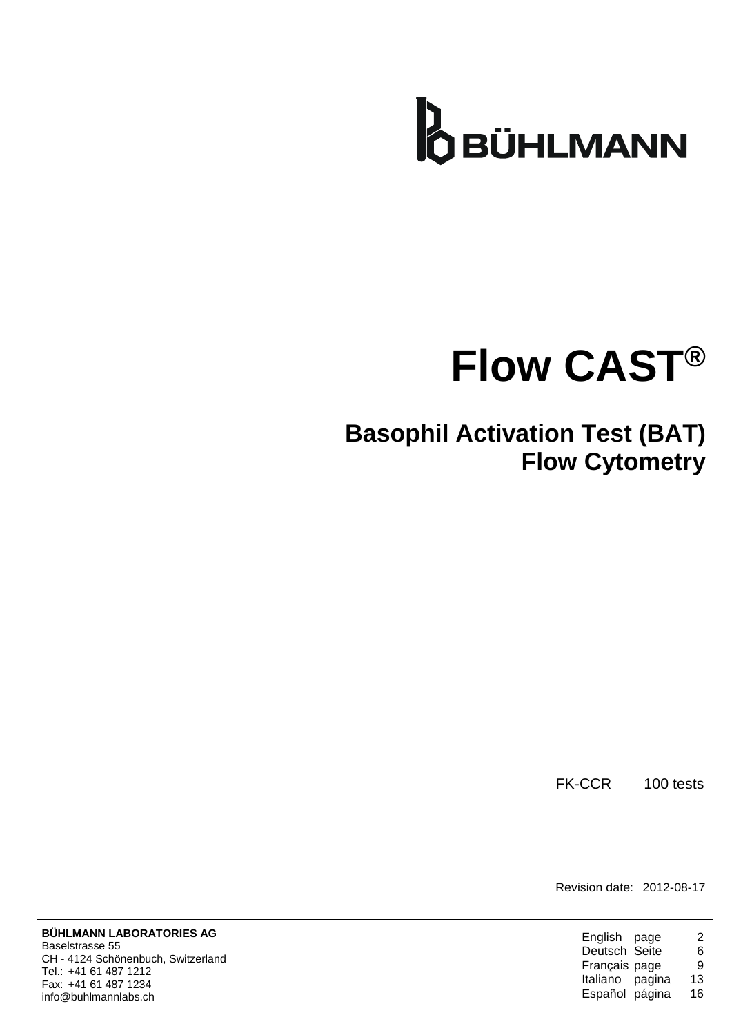BÜHLMANN

# Flow CAST®

## Basophil Activation Test (BAT) Flow Cytometry

FK-CCR 100 tests

Revision date: 2012-08-17

**BÜHLMANN LABORATORIES AG**
Baselstrasse 55
CH - 4124 Schönenbuch, Switzerland
Tel.: +41 61 487 1212
Fax: +41 61 487 1234
info@buhlmannlabs.ch

| | | |
|---|---|---|
| English | page | 2 |
| Deutsch | Seite | 6 |
| Français | page | 9 |
| Italiano | pagina | 13 |
| Español | página | 16 |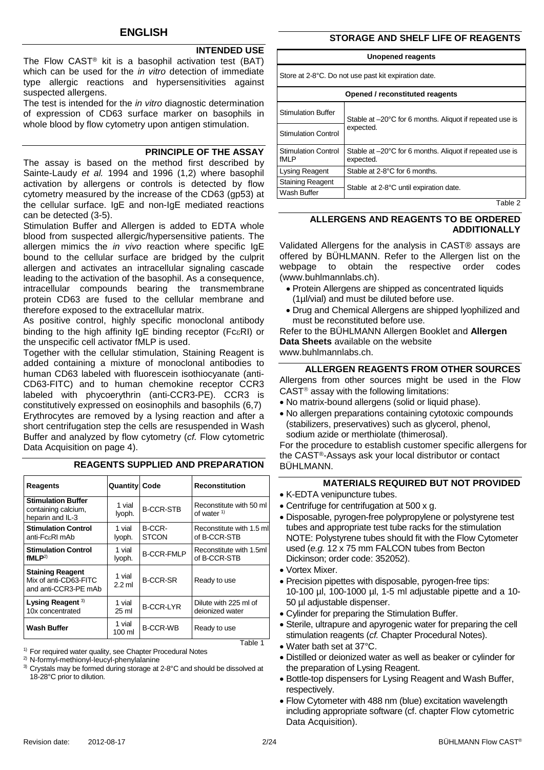# ENGLISH

## INTENDED USE

The Flow CAST® kit is a basophil activation test (BAT) which can be used for the *in vitro* detection of immediate type allergic reactions and hypersensitivities against suspected allergens.

The test is intended for the *in vitro* diagnostic determination of expression of CD63 surface marker on basophils in whole blood by flow cytometry upon antigen stimulation.

## PRINCIPLE OF THE ASSAY

The assay is based on the method first described by Sainte-Laudy *et al.* 1994 and 1996 (1,2) where basophil activation by allergens or controls is detected by flow cytometry measured by the increase of the CD63 (gp53) at the cellular surface. IgE and non-IgE mediated reactions can be detected (3-5).

Stimulation Buffer and Allergen is added to EDTA whole blood from suspected allergic/hypersensitive patients. The allergen mimics the *in vivo* reaction where specific IgE bound to the cellular surface are bridged by the culprit allergen and activates an intracellular signaling cascade leading to the activation of the basophil. As a consequence, intracellular compounds bearing the transmembrane protein CD63 are fused to the cellular membrane and therefore exposed to the extracellular matrix.

As positive control, highly specific monoclonal antibody binding to the high affinity IgE binding receptor (FcεRI) or the unspecific cell activator fMLP is used.

Together with the cellular stimulation, Staining Reagent is added containing a mixture of monoclonal antibodies to human CD63 labeled with fluorescein isothiocyanate (anti-CD63-FITC) and to human chemokine receptor CCR3 labeled with phycoerythrin (anti-CCR3-PE). CCR3 is constitutively expressed on eosinophils and basophils (6,7)

Erythrocytes are removed by a lysing reaction and after a short centrifugation step the cells are resuspended in Wash Buffer and analyzed by flow cytometry (*cf.* Flow cytometric Data Acquisition on page 4).

## REAGENTS SUPPLIED AND PREPARATION

| Reagents | Quantity | Code | Reconstitution |
|---|---|---|---|
| **Stimulation Buffer** containing calcium, heparin and IL-3 | 1 vial lyoph. | B-CCR-STB | Reconstitute with 50 ml of water [1] |
| **Stimulation Control** anti-FcεRI mAb | 1 vial lyoph. | B-CCR-STCON | Reconstitute with 1.5 ml of B-CCR-STB |
| **Stimulation Control fMLP** [2] | 1 vial lyoph. | B-CCR-FMLP | Reconstitute with 1.5ml of B-CCR-STB |
| **Staining Reagent** Mix of anti-CD63-FITC and anti-CCR3-PE mAb | 1 vial 2.2 ml | B-CCR-SR | Ready to use |
| **Lysing Reagent** [3] 10x concentrated | 1 vial 25 ml | B-CCR-LYR | Dilute with 225 ml of deionized water |
| **Wash Buffer** | 1 vial 100 ml | B-CCR-WB | Ready to use |

Table 1

[1] For required water quality, see Chapter Procedural Notes

[2] N-formyl-methionyl-leucyl-phenylalanine

[3] Crystals may be formed during storage at 2-8°C and should be dissolved at 18-28°C prior to dilution.

## STORAGE AND SHELF LIFE OF REAGENTS

| Unopened reagents | |
|---|---|
| Store at 2-8°C. Do not use past kit expiration date. | |
| **Opened / reconstituted reagents** | |
| Stimulation Buffer | Stable at –20°C for 6 months. Aliquot if repeated use is expected. |
| Stimulation Control | |
| Stimulation Control fMLP | Stable at –20°C for 6 months. Aliquot if repeated use is expected. |
| Lysing Reagent | Stable at 2-8°C for 6 months. |
| Staining Reagent | Stable at 2-8°C until expiration date. |
| Wash Buffer | |

Table 2

## ALLERGENS AND REAGENTS TO BE ORDERED ADDITIONALLY

Validated Allergens for the analysis in CAST® assays are offered by BÜHLMANN. Refer to the Allergen list on the webpage to obtain the respective order codes (www.buhlmannlabs.ch).

- Protein Allergens are shipped as concentrated liquids (1µl/vial) and must be diluted before use.
- Drug and Chemical Allergens are shipped lyophilized and must be reconstituted before use.

Refer to the BÜHLMANN Allergen Booklet and **Allergen Data Sheets** available on the website www.buhlmannlabs.ch.

## ALLERGEN REAGENTS FROM OTHER SOURCES

Allergens from other sources might be used in the Flow CAST® assay with the following limitations:

- No matrix-bound allergens (solid or liquid phase).
- No allergen preparations containing cytotoxic compounds (stabilizers, preservatives) such as glycerol, phenol, sodium azide or merthiolate (thimerosal).

For the procedure to establish customer specific allergens for the CAST®-Assays ask your local distributor or contact BÜHLMANN.

## MATERIALS REQUIRED BUT NOT PROVIDED

- K-EDTA venipuncture tubes.
- Centrifuge for centrifugation at 500 x g.
- Disposable, pyrogen-free polypropylene or polystyrene test tubes and appropriate test tube racks for the stimulation
  NOTE: Polystyrene tubes should fit with the Flow Cytometer used (*e.g.* 12 x 75 mm FALCON tubes from Becton Dickinson; order code: 352052).
- Vortex Mixer.
- Precision pipettes with disposable, pyrogen-free tips: 10-100 µl, 100-1000 µl, 1-5 ml adjustable pipette and a 10-50 µl adjustable dispenser.
- Cylinder for preparing the Stimulation Buffer.
- Sterile, ultrapure and apyrogenic water for preparing the cell stimulation reagents (*cf.* Chapter Procedural Notes).
- Water bath set at 37°C.
- Distilled or deionized water as well as beaker or cylinder for the preparation of Lysing Reagent.
- Bottle-top dispensers for Lysing Reagent and Wash Buffer, respectively.
- Flow Cytometer with 488 nm (blue) excitation wavelength including appropriate software (cf. chapter Flow cytometric Data Acquisition).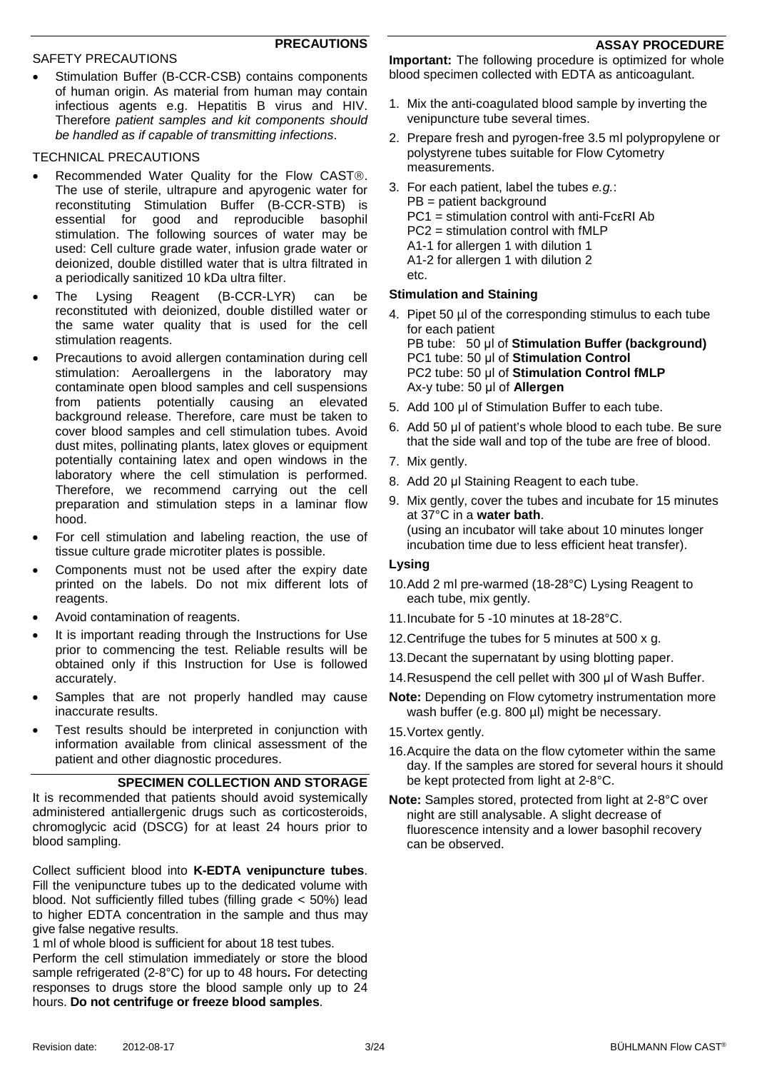## PRECAUTIONS

### SAFETY PRECAUTIONS

- Stimulation Buffer (B-CCR-CSB) contains components of human origin. As material from human may contain infectious agents e.g. Hepatitis B virus and HIV. Therefore *patient samples and kit components should be handled as if capable of transmitting infections*.

### TECHNICAL PRECAUTIONS

- Recommended Water Quality for the Flow CAST®. The use of sterile, ultrapure and apyrogenic water for reconstituting Stimulation Buffer (B-CCR-STB) is essential for good and reproducible basophil stimulation. The following sources of water may be used: Cell culture grade water, infusion grade water or deionized, double distilled water that is ultra filtrated in a periodically sanitized 10 kDa ultra filter.
- The Lysing Reagent (B-CCR-LYR) can be reconstituted with deionized, double distilled water or the same water quality that is used for the cell stimulation reagents.
- Precautions to avoid allergen contamination during cell stimulation: Aeroallergens in the laboratory may contaminate open blood samples and cell suspensions from patients potentially causing an elevated background release. Therefore, care must be taken to cover blood samples and cell stimulation tubes. Avoid dust mites, pollinating plants, latex gloves or equipment potentially containing latex and open windows in the laboratory where the cell stimulation is performed. Therefore, we recommend carrying out the cell preparation and stimulation steps in a laminar flow hood.
- For cell stimulation and labeling reaction, the use of tissue culture grade microtiter plates is possible.
- Components must not be used after the expiry date printed on the labels. Do not mix different lots of reagents.
- Avoid contamination of reagents.
- It is important reading through the Instructions for Use prior to commencing the test. Reliable results will be obtained only if this Instruction for Use is followed accurately.
- Samples that are not properly handled may cause inaccurate results.
- Test results should be interpreted in conjunction with information available from clinical assessment of the patient and other diagnostic procedures.

## SPECIMEN COLLECTION AND STORAGE

It is recommended that patients should avoid systemically administered antiallergenic drugs such as corticosteroids, chromoglycic acid (DSCG) for at least 24 hours prior to blood sampling.

Collect sufficient blood into **K-EDTA venipuncture tubes**. Fill the venipuncture tubes up to the dedicated volume with blood. Not sufficiently filled tubes (filling grade < 50%) lead to higher EDTA concentration in the sample and thus may give false negative results.

1 ml of whole blood is sufficient for about 18 test tubes.

Perform the cell stimulation immediately or store the blood sample refrigerated (2-8°C) for up to 48 hours**.** For detecting responses to drugs store the blood sample only up to 24 hours. **Do not centrifuge or freeze blood samples**.

## ASSAY PROCEDURE

**Important:** The following procedure is optimized for whole blood specimen collected with EDTA as anticoagulant.

1. Mix the anti-coagulated blood sample by inverting the venipuncture tube several times.
2. Prepare fresh and pyrogen-free 3.5 ml polypropylene or polystyrene tubes suitable for Flow Cytometry measurements.
3. For each patient, label the tubes *e.g.*:
   PB = patient background
   PC1 = stimulation control with anti-FcεRI Ab
   PC2 = stimulation control with fMLP
   A1-1 for allergen 1 with dilution 1
   A1-2 for allergen 1 with dilution 2
   etc.

### Stimulation and Staining

4. Pipet 50 µl of the corresponding stimulus to each tube for each patient
   PB tube: 50 µl of **Stimulation Buffer (background)**
   PC1 tube: 50 µl of **Stimulation Control**
   PC2 tube: 50 µl of **Stimulation Control fMLP**
   Ax-y tube: 50 µl of **Allergen**
5. Add 100 µl of Stimulation Buffer to each tube.
6. Add 50 µl of patient's whole blood to each tube. Be sure that the side wall and top of the tube are free of blood.
7. Mix gently.
8. Add 20 µl Staining Reagent to each tube.
9. Mix gently, cover the tubes and incubate for 15 minutes at 37°C in a **water bath**.
   (using an incubator will take about 10 minutes longer incubation time due to less efficient heat transfer).

### Lysing

10. Add 2 ml pre-warmed (18-28°C) Lysing Reagent to each tube, mix gently.
11. Incubate for 5 -10 minutes at 18-28°C.
12. Centrifuge the tubes for 5 minutes at 500 x g.
13. Decant the supernatant by using blotting paper.
14. Resuspend the cell pellet with 300 µl of Wash Buffer.

**Note:** Depending on Flow cytometry instrumentation more wash buffer (e.g. 800 µl) might be necessary.

15. Vortex gently.
16. Acquire the data on the flow cytometer within the same day. If the samples are stored for several hours it should be kept protected from light at 2-8°C.

**Note:** Samples stored, protected from light at 2-8°C over night are still analysable. A slight decrease of fluorescence intensity and a lower basophil recovery can be observed.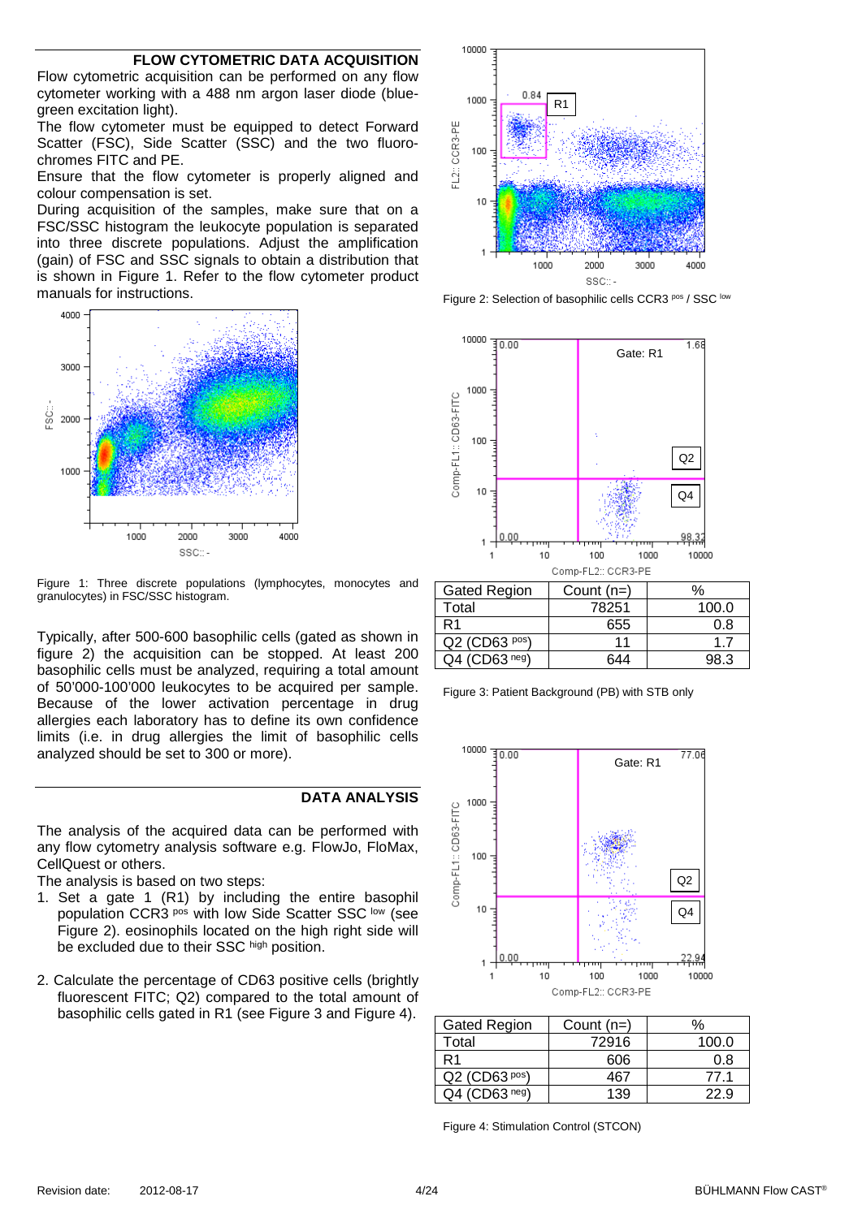## FLOW CYTOMETRIC DATA ACQUISITION

Flow cytometric acquisition can be performed on any flow cytometer working with a 488 nm argon laser diode (blue-green excitation light).

The flow cytometer must be equipped to detect Forward Scatter (FSC), Side Scatter (SSC) and the two fluorochromes FITC and PE.

Ensure that the flow cytometer is properly aligned and colour compensation is set.

During acquisition of the samples, make sure that on a FSC/SSC histogram the leukocyte population is separated into three discrete populations. Adjust the amplification (gain) of FSC and SSC signals to obtain a distribution that is shown in Figure 1. Refer to the flow cytometer product manuals for instructions.

Figure 1: Three discrete populations (lymphocytes, monocytes and granulocytes) in FSC/SSC histogram.

Typically, after 500-600 basophilic cells (gated as shown in figure 2) the acquisition can be stopped. At least 200 basophilic cells must be analyzed, requiring a total amount of 50'000-100'000 leukocytes to be acquired per sample. Because of the lower activation percentage in drug allergies each laboratory has to define its own confidence limits (i.e. in drug allergies the limit of basophilic cells analyzed should be set to 300 or more).

## DATA ANALYSIS

The analysis of the acquired data can be performed with any flow cytometry analysis software e.g. FlowJo, FloMax, CellQuest or others.

The analysis is based on two steps:

1. Set a gate 1 (R1) by including the entire basophil population CCR3 pos with low Side Scatter SSC low (see Figure 2). eosinophils located on the high right side will be excluded due to their SSC high position.

2. Calculate the percentage of CD63 positive cells (brightly fluorescent FITC; Q2) compared to the total amount of basophilic cells gated in R1 (see Figure 3 and Figure 4).

Figure 2: Selection of basophilic cells CCR3 pos / SSC low

| Gated Region | Count (n=) | % |
|---|---|---|
| Total | 78251 | 100.0 |
| R1 | 655 | 0.8 |
| Q2 (CD63 pos) | 11 | 1.7 |
| Q4 (CD63 neg) | 644 | 98.3 |

Figure 3: Patient Background (PB) with STB only

| Gated Region | Count (n=) | % |
|---|---|---|
| Total | 72916 | 100.0 |
| R1 | 606 | 0.8 |
| Q2 (CD63 pos) | 467 | 77.1 |
| Q4 (CD63 neg) | 139 | 22.9 |

Figure 4: Stimulation Control (STCON)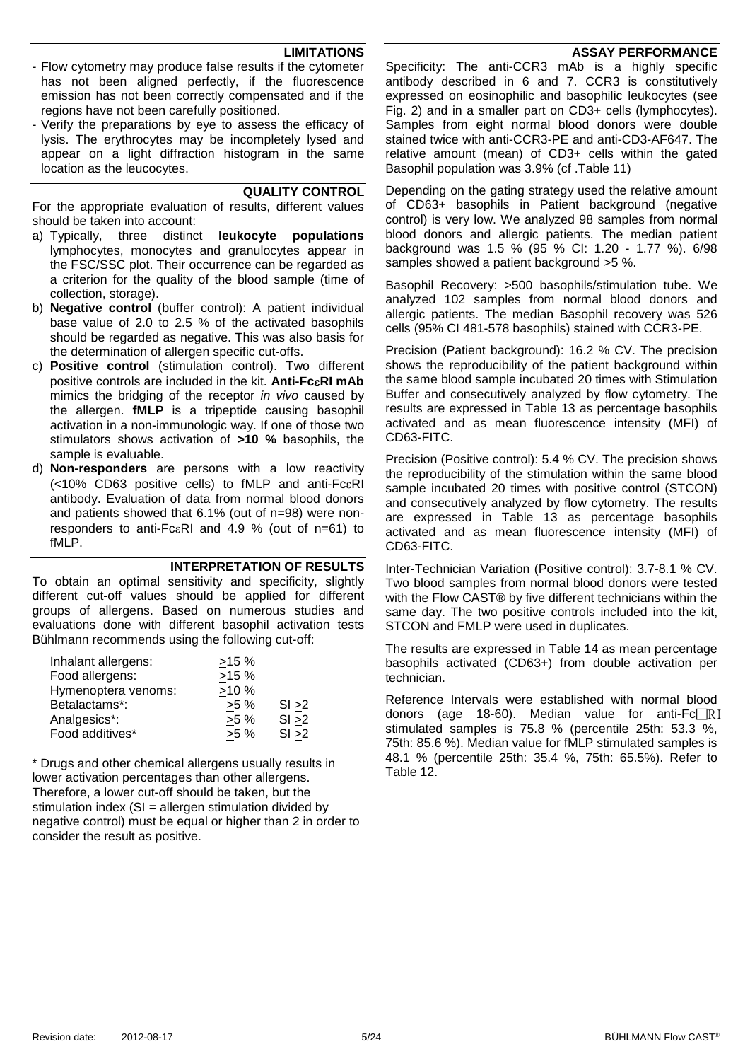## LIMITATIONS

- Flow cytometry may produce false results if the cytometer has not been aligned perfectly, if the fluorescence emission has not been correctly compensated and if the regions have not been carefully positioned.
- Verify the preparations by eye to assess the efficacy of lysis. The erythrocytes may be incompletely lysed and appear on a light diffraction histogram in the same location as the leucocytes.

## QUALITY CONTROL

For the appropriate evaluation of results, different values should be taken into account:

a) Typically, three distinct **leukocyte populations** lymphocytes, monocytes and granulocytes appear in the FSC/SSC plot. Their occurrence can be regarded as a criterion for the quality of the blood sample (time of collection, storage).

b) **Negative control** (buffer control): A patient individual base value of 2.0 to 2.5 % of the activated basophils should be regarded as negative. This was also basis for the determination of allergen specific cut-offs.

c) **Positive control** (stimulation control). Two different positive controls are included in the kit. **Anti-FcεRI mAb** mimics the bridging of the receptor *in vivo* caused by the allergen. **fMLP** is a tripeptide causing basophil activation in a non-immunologic way. If one of those two stimulators shows activation of **>10 %** basophils, the sample is evaluable.

d) **Non-responders** are persons with a low reactivity (<10% CD63 positive cells) to fMLP and anti-FcεRI antibody. Evaluation of data from normal blood donors and patients showed that 6.1% (out of n=98) were non-responders to anti-FcεRI and 4.9 % (out of n=61) to fMLP.

## INTERPRETATION OF RESULTS

To obtain an optimal sensitivity and specificity, slightly different cut-off values should be applied for different groups of allergens. Based on numerous studies and evaluations done with different basophil activation tests Bühlmann recommends using the following cut-off:

| | | |
|---|---|---|
| Inhalant allergens: | ≥15 % | |
| Food allergens: | ≥15 % | |
| Hymenoptera venoms: | ≥10 % | |
| Betalactams*: | ≥5 % | SI ≥2 |
| Analgesics*: | ≥5 % | SI ≥2 |
| Food additives* | ≥5 % | SI ≥2 |

\* Drugs and other chemical allergens usually results in lower activation percentages than other allergens. Therefore, a lower cut-off should be taken, but the stimulation index (SI = allergen stimulation divided by negative control) must be equal or higher than 2 in order to consider the result as positive.

## ASSAY PERFORMANCE

Specificity: The anti-CCR3 mAb is a highly specific antibody described in 6 and 7. CCR3 is constitutively expressed on eosinophilic and basophilic leukocytes (see Fig. 2) and in a smaller part on CD3+ cells (lymphocytes). Samples from eight normal blood donors were double stained twice with anti-CCR3-PE and anti-CD3-AF647. The relative amount (mean) of CD3+ cells within the gated Basophil population was 3.9% (cf .Table 11)

Depending on the gating strategy used the relative amount of CD63+ basophils in Patient background (negative control) is very low. We analyzed 98 samples from normal blood donors and allergic patients. The median patient background was 1.5 % (95 % CI: 1.20 - 1.77 %). 6/98 samples showed a patient background >5 %.

Basophil Recovery: >500 basophils/stimulation tube. We analyzed 102 samples from normal blood donors and allergic patients. The median Basophil recovery was 526 cells (95% CI 481-578 basophils) stained with CCR3-PE.

Precision (Patient background): 16.2 % CV. The precision shows the reproducibility of the patient background within the same blood sample incubated 20 times with Stimulation Buffer and consecutively analyzed by flow cytometry. The results are expressed in Table 13 as percentage basophils activated and as mean fluorescence intensity (MFI) of CD63-FITC.

Precision (Positive control): 5.4 % CV. The precision shows the reproducibility of the stimulation within the same blood sample incubated 20 times with positive control (STCON) and consecutively analyzed by flow cytometry. The results are expressed in Table 13 as percentage basophils activated and as mean fluorescence intensity (MFI) of CD63-FITC.

Inter-Technician Variation (Positive control): 3.7-8.1 % CV. Two blood samples from normal blood donors were tested with the Flow CAST® by five different technicians within the same day. The two positive controls included into the kit, STCON and FMLP were used in duplicates.

The results are expressed in Table 14 as mean percentage basophils activated (CD63+) from double activation per technician.

Reference Intervals were established with normal blood donors (age 18-60). Median value for anti-FcεRI stimulated samples is 75.8 % (percentile 25th: 53.3 %, 75th: 85.6 %). Median value for fMLP stimulated samples is 48.1 % (percentile 25th: 35.4 %, 75th: 65.5%). Refer to Table 12.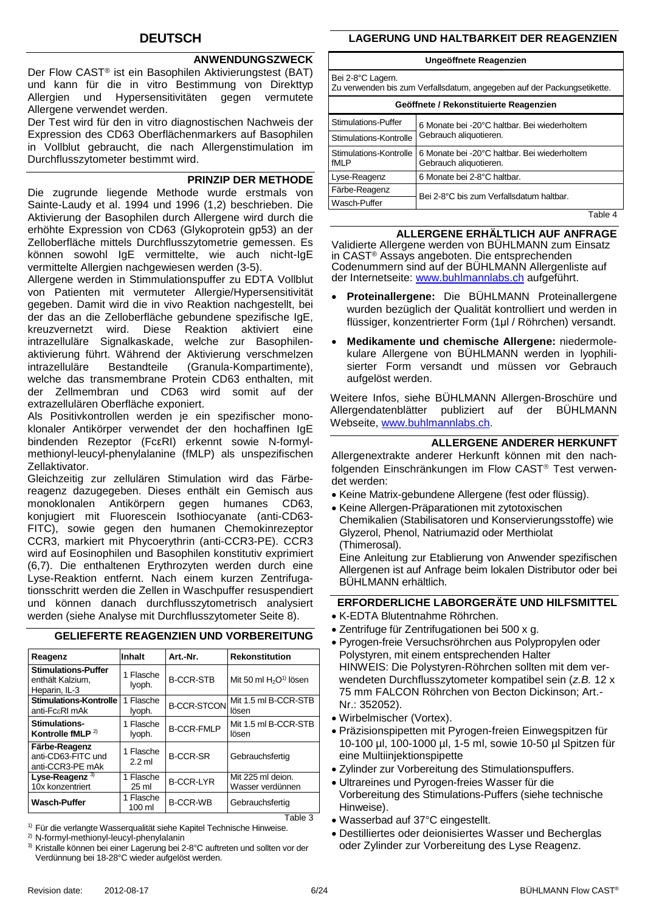# DEUTSCH

## ANWENDUNGSZWECK

Der Flow CAST® ist ein Basophilen Aktivierungstest (BAT) und kann für die in vitro Bestimmung von Direkttyp Allergien und Hypersensitivitäten gegen vermutete Allergene verwendet werden.

Der Test wird für den in vitro diagnostischen Nachweis der Expression des CD63 Oberflächenmarkers auf Basophilen in Vollblut gebraucht, die nach Allergenstimulation im Durchflusszytometer bestimmt wird.

## PRINZIP DER METHODE

Die zugrunde liegende Methode wurde erstmals von Sainte-Laudy et al. 1994 und 1996 (1,2) beschrieben. Die Aktivierung der Basophilen durch Allergene wird durch die erhöhte Expression von CD63 (Glykoprotein gp53) an der Zelloberfläche mittels Durchflusszytometrie gemessen. Es können sowohl IgE vermittelte, wie auch nicht-IgE vermittelte Allergien nachgewiesen werden (3-5).

Allergene werden in Stimmulationspuffer zu EDTA Vollblut von Patienten mit vermuteter Allergie/Hypersensitivität gegeben. Damit wird die in vivo Reaktion nachgestellt, bei der das an die Zelloberfläche gebundene spezifische IgE, kreuzvernetzt wird. Diese Reaktion aktiviert eine intrazelluläre Signalkaskade, welche zur Basophilen-aktivierung führt. Während der Aktivierung verschmelzen intrazelluläre Bestandteile (Granula-Kompartimente), welche das transmembrane Protein CD63 enthalten, mit der Zellmembran und CD63 wird somit auf der extrazellulären Oberfläche exponiert.

Als Positivkontrollen werden je ein spezifischer monoklonaler Antikörper verwendet der den hochaffinen IgE bindenden Rezeptor (FcεRI) erkennt sowie N-formylmethionyl-leucyl-phenylalanine (fMLP) als unspezifischen Zellaktivator.

Gleichzeitig zur zellulären Stimulation wird das Färbereagenz dazugegeben. Dieses enthält ein Gemisch aus monoklonalen Antikörpern gegen humanes CD63, konjugiert mit Fluorescein Isothiocyanate (anti-CD63-FITC), sowie gegen den humanen Chemokinrezeptor CCR3, markiert mit Phycoerythrin (anti-CCR3-PE). CCR3 wird auf Eosinophilen und Basophilen konstitutiv exprimiert (6,7). Die enthaltenen Erythrozyten werden durch eine Lyse-Reaktion entfernt. Nach einem kurzen Zentrifugationsschritt werden die Zellen in Waschpuffer resuspendiert und können danach durchflusszytometrisch analysiert werden (siehe Analyse mit Durchflusszytometer Seite 8).

## GELIEFERTE REAGENZIEN UND VORBEREITUNG

| Reagenz | Inhalt | Art.-Nr. | Rekonstitution |
|---|---|---|---|
| **Stimulations-Puffer** enthält Kalzium, Heparin, IL-3 | 1 Flasche lyoph. | B-CCR-STB | Mit 50 ml $H_2O$[1] lösen |
| **Stimulations-Kontrolle** anti-FcεRI mAk | 1 Flasche lyoph. | B-CCR-STCON | Mit 1.5 ml B-CCR-STB lösen |
| **Stimulations-Kontrolle fMLP** [2] | 1 Flasche lyoph. | B-CCR-FMLP | Mit 1.5 ml B-CCR-STB lösen |
| **Färbe-Reagenz** anti-CD63-FITC und anti-CCR3-PE mAk | 1 Flasche 2.2 ml | B-CCR-SR | Gebrauchsfertig |
| **Lyse-Reagenz** [3] 10x konzentriert | 1 Flasche 25 ml | B-CCR-LYR | Mit 225 ml deion. Wasser verdünnen |
| **Wasch-Puffer** | 1 Flasche 100 ml | B-CCR-WB | Gebrauchsfertig |

Table 3

[1] Für die verlangte Wasserqualität siehe Kapitel Technische Hinweise.
[2] N-formyl-methionyl-leucyl-phenylalanin
[3] Kristalle können bei einer Lagerung bei 2-8°C auftreten und sollten vor der Verdünnung bei 18-28°C wieder aufgelöst werden.

## LAGERUNG UND HALTBARKEIT DER REAGENZIEN

| **Ungeöffnete Reagenzien** | |
|---|---|
| Bei 2-8°C Lagern. Zu verwenden bis zum Verfallsdatum, angegeben auf der Packungsetikette. | |
| **Geöffnete / Rekonstituierte Reagenzien** | |
| Stimulations-Puffer | 6 Monate bei -20°C haltbar. Bei wiederholtem Gebrauch aliquotieren. |
| Stimulations-Kontrolle | |
| Stimulations-Kontrolle fMLP | 6 Monate bei -20°C haltbar. Bei wiederholtem Gebrauch aliquotieren. |
| Lyse-Reagenz | 6 Monate bei 2-8°C haltbar. |
| Färbe-Reagenz | Bei 2-8°C bis zum Verfallsdatum haltbar. |
| Wasch-Puffer | |

Table 4

## ALLERGENE ERHÄLTLICH AUF ANFRAGE

Validierte Allergene werden von BÜHLMANN zum Einsatz in CAST® Assays angeboten. Die entsprechenden Codenummern sind auf der BÜHLMANN Allergenliste auf der Internetseite: www.buhlmannlabs.ch aufgeführt.

- **Proteinallergene:** Die BÜHLMANN Proteinallergene wurden bezüglich der Qualität kontrolliert und werden in flüssiger, konzentrierter Form (1µl / Röhrchen) versandt.
- **Medikamente und chemische Allergene:** niedermolekulare Allergene von BÜHLMANN werden in lyophilisierter Form versandt und müssen vor Gebrauch aufgelöst werden.

Weitere Infos, siehe BÜHLMANN Allergen-Broschüre und Allergendatenblätter publiziert auf der BÜHLMANN Webseite, www.buhlmannlabs.ch.

## ALLERGENE ANDERER HERKUNFT

Allergenextrakte anderer Herkunft können mit den nachfolgenden Einschränkungen im Flow CAST® Test verwendet werden:

- Keine Matrix-gebundene Allergene (fest oder flüssig).
- Keine Allergen-Präparationen mit zytotoxischen Chemikalien (Stabilisatoren und Konservierungsstoffe) wie Glyzerol, Phenol, Natriumazid oder Merthiolat (Thimerosal).

Eine Anleitung zur Etablierung von Anwender spezifischen Allergenen ist auf Anfrage beim lokalen Distributor oder bei BÜHLMANN erhältlich.

## ERFORDERLICHE LABORGERÄTE UND HILFSMITTEL

- K-EDTA Blutentnahme Röhrchen.
- Zentrifuge für Zentrifugationen bei 500 x g.
- Pyrogen-freie Versuchsröhrchen aus Polypropylen oder Polystyren, mit einem entsprechenden Halter
  HINWEIS: Die Polystyren-Röhrchen sollten mit dem verwendeten Durchflusszytometer kompatibel sein (*z.B.* 12 x 75 mm FALCON Röhrchen von Becton Dickinson; Art.-Nr.: 352052).
- Wirbelmischer (Vortex).
- Präzisionspipetten mit Pyrogen-freien Einwegspitzen für 10-100 µl, 100-1000 µl, 1-5 ml, sowie 10-50 µl Spitzen für eine Multiinjektionspipette
- Zylinder zur Vorbereitung des Stimulationspuffers.
- Ultrareines und Pyrogen-freies Wasser für die Vorbereitung des Stimulations-Puffers (siehe technische Hinweise).
- Wasserbad auf 37°C eingestellt.
- Destilliertes oder deionisiertes Wasser und Becherglas oder Zylinder zur Vorbereitung des Lyse Reagenz.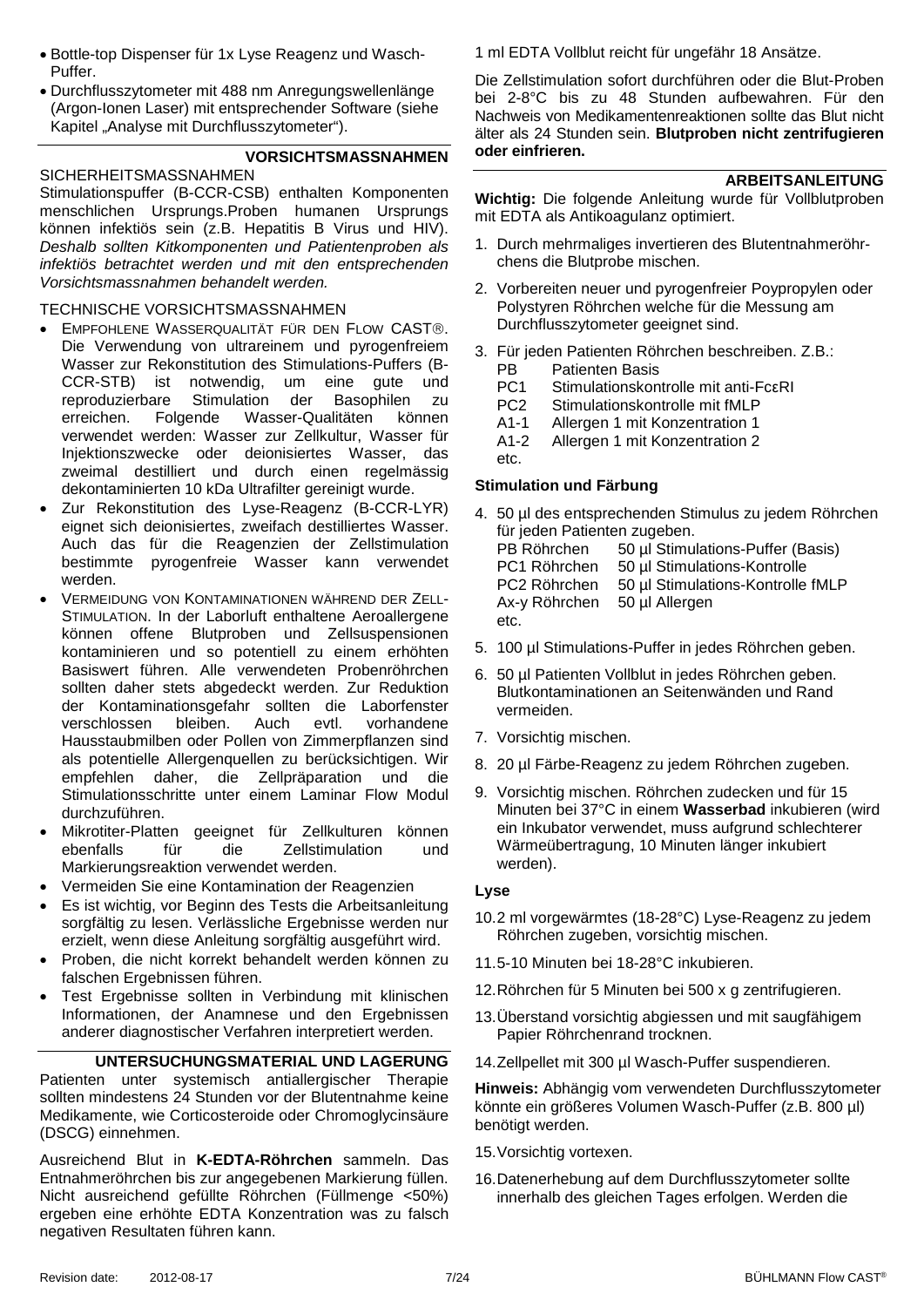- Bottle-top Dispenser für 1x Lyse Reagenz und Wasch-Puffer.
- Durchflusszytometer mit 488 nm Anregungswellenlänge (Argon-Ionen Laser) mit entsprechender Software (siehe Kapitel „Analyse mit Durchflusszytometer").

## VORSICHTSMASSNAHMEN

SICHERHEITSMASSNAHMEN

Stimulationspuffer (B-CCR-CSB) enthalten Komponenten menschlichen Ursprungs.Proben humanen Ursprungs können infektiös sein (z.B. Hepatitis B Virus und HIV). *Deshalb sollten Kitkomponenten und Patientenproben als infektiös betrachtet werden und mit den entsprechenden Vorsichtsmassnahmen behandelt werden.*

TECHNISCHE VORSICHTSMASSNAHMEN

- EMPFOHLENE WASSERQUALITÄT FÜR DEN FLOW CAST®. Die Verwendung von ultrareinem und pyrogenfreiem Wasser zur Rekonstitution des Stimulations-Puffers (B-CCR-STB) ist notwendig, um eine gute und reproduzierbare Stimulation der Basophilen zu erreichen. Folgende Wasser-Qualitäten können verwendet werden: Wasser zur Zellkultur, Wasser für Injektionszwecke oder deionisiertes Wasser, das zweimal destilliert und durch einen regelmässig dekontaminierten 10 kDa Ultrafilter gereinigt wurde.
- Zur Rekonstitution des Lyse-Reagenz (B-CCR-LYR) eignet sich deionisiertes, zweifach destilliertes Wasser. Auch das für die Reagenzien der Zellstimulation bestimmte pyrogenfreie Wasser kann verwendet werden.
- VERMEIDUNG VON KONTAMINATIONEN WÄHREND DER ZELL-STIMULATION. In der Laborluft enthaltene Aeroallergene können offene Blutproben und Zellsuspensionen kontaminieren und so potentiell zu einem erhöhten Basiswert führen. Alle verwendeten Probenröhrchen sollten daher stets abgedeckt werden. Zur Reduktion der Kontaminationsgefahr sollten die Laborfenster verschlossen bleiben. Auch evtl. vorhandene Hausstaubmilben oder Pollen von Zimmerpflanzen sind als potentielle Allergenquellen zu berücksichtigen. Wir empfehlen daher, die Zellpräparation und die Stimulationsschritte unter einem Laminar Flow Modul durchzuführen.
- Mikrotiter-Platten geeignet für Zellkulturen können ebenfalls für die Zellstimulation und Markierungsreaktion verwendet werden.
- Vermeiden Sie eine Kontamination der Reagenzien
- Es ist wichtig, vor Beginn des Tests die Arbeitsanleitung sorgfältig zu lesen. Verlässliche Ergebnisse werden nur erzielt, wenn diese Anleitung sorgfältig ausgeführt wird.
- Proben, die nicht korrekt behandelt werden können zu falschen Ergebnissen führen.
- Test Ergebnisse sollten in Verbindung mit klinischen Informationen, der Anamnese und den Ergebnissen anderer diagnostischer Verfahren interpretiert werden.

## UNTERSUCHUNGSMATERIAL UND LAGERUNG

Patienten unter systemisch antiallergischer Therapie sollten mindestens 24 Stunden vor der Blutentnahme keine Medikamente, wie Corticosteroide oder Chromoglycinsäure (DSCG) einnehmen.

Ausreichend Blut in **K-EDTA-Röhrchen** sammeln. Das Entnahmeröhrchen bis zur angegebenen Markierung füllen. Nicht ausreichend gefüllte Röhrchen (Füllmenge <50%) ergeben eine erhöhte EDTA Konzentration was zu falsch negativen Resultaten führen kann.

1 ml EDTA Vollblut reicht für ungefähr 18 Ansätze.

Die Zellstimulation sofort durchführen oder die Blut-Proben bei 2-8°C bis zu 48 Stunden aufbewahren. Für den Nachweis von Medikamentenreaktionen sollte das Blut nicht älter als 24 Stunden sein. **Blutproben nicht zentrifugieren oder einfrieren.**

## ARBEITSANLEITUNG

**Wichtig:** Die folgende Anleitung wurde für Vollblutproben mit EDTA als Antikoagulanz optimiert.

1. Durch mehrmaliges invertieren des Blutentnahmeröhrchens die Blutprobe mischen.
2. Vorbereiten neuer und pyrogenfreier Poypropylen oder Polystyren Röhrchen welche für die Messung am Durchflusszytometer geeignet sind.
3. Für jeden Patienten Röhrchen beschreiben. Z.B.:
   PB Patienten Basis
   PC1 Stimulationskontrolle mit anti-FcεRI
   PC2 Stimulationskontrolle mit fMLP
   A1-1 Allergen 1 mit Konzentration 1
   A1-2 Allergen 1 mit Konzentration 2
   etc.

### Stimulation und Färbung

4. 50 µl des entsprechenden Stimulus zu jedem Röhrchen für jeden Patienten zugeben.
   PB Röhrchen 50 µl Stimulations-Puffer (Basis)
   PC1 Röhrchen 50 µl Stimulations-Kontrolle
   PC2 Röhrchen 50 µl Stimulations-Kontrolle fMLP
   Ax-y Röhrchen 50 µl Allergen
   etc.
5. 100 µl Stimulations-Puffer in jedes Röhrchen geben.
6. 50 µl Patienten Vollblut in jedes Röhrchen geben. Blutkontaminationen an Seitenwänden und Rand vermeiden.
7. Vorsichtig mischen.
8. 20 µl Färbe-Reagenz zu jedem Röhrchen zugeben.
9. Vorsichtig mischen. Röhrchen zudecken und für 15 Minuten bei 37°C in einem **Wasserbad** inkubieren (wird ein Inkubator verwendet, muss aufgrund schlechterer Wärmeübertragung, 10 Minuten länger inkubiert werden).

### Lyse

10. 2 ml vorgewärmtes (18-28°C) Lyse-Reagenz zu jedem Röhrchen zugeben, vorsichtig mischen.
11. 5-10 Minuten bei 18-28°C inkubieren.
12. Röhrchen für 5 Minuten bei 500 x g zentrifugieren.
13. Überstand vorsichtig abgiessen und mit saugfähigem Papier Röhrchenrand trocknen.
14. Zellpellet mit 300 µl Wasch-Puffer suspendieren.

**Hinweis:** Abhängig vom verwendeten Durchflusszytometer könnte ein größeres Volumen Wasch-Puffer (z.B. 800 µl) benötigt werden.

15. Vorsichtig vortexen.
16. Datenerhebung auf dem Durchflusszytometer sollte innerhalb des gleichen Tages erfolgen. Werden die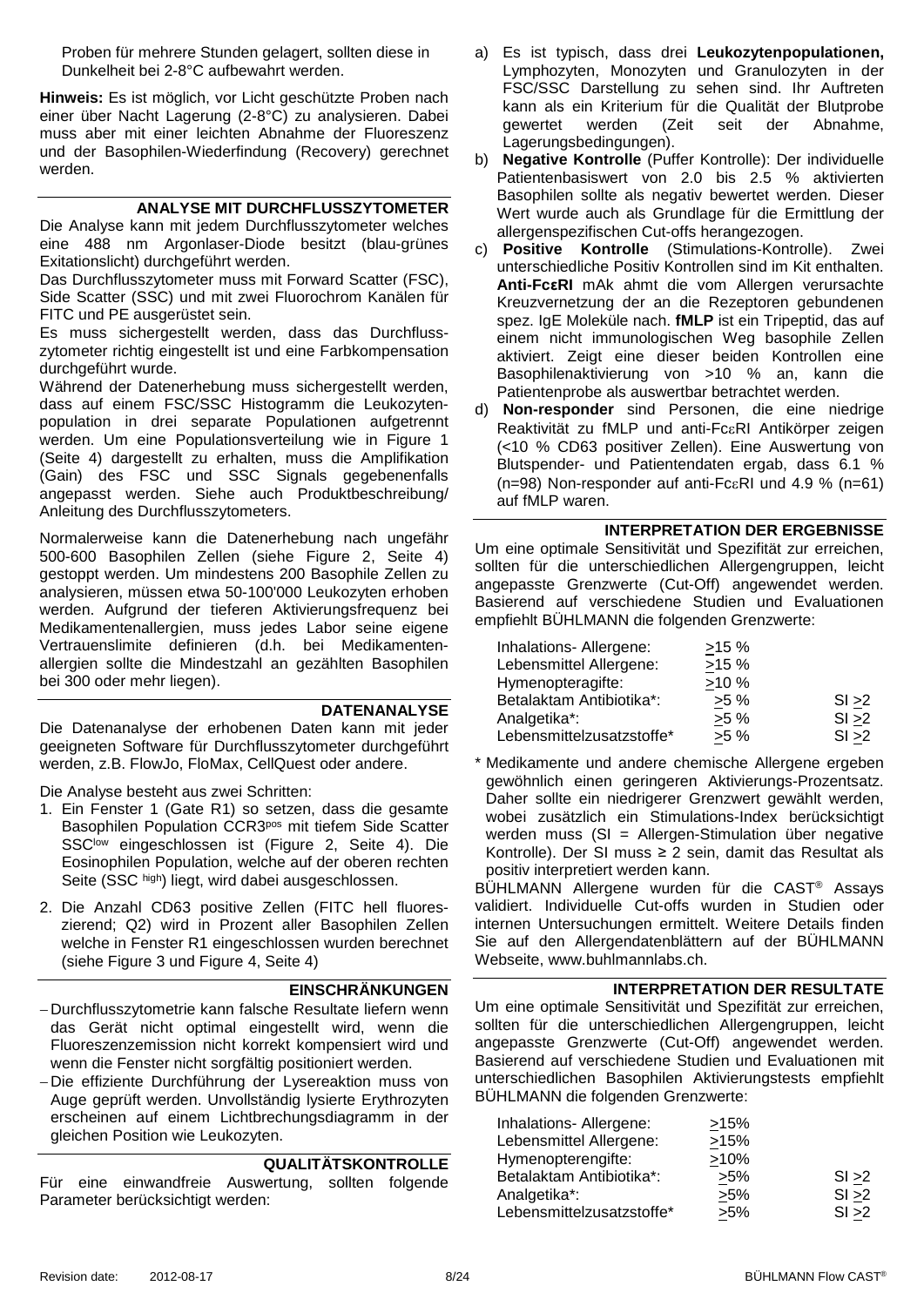Proben für mehrere Stunden gelagert, sollten diese in Dunkelheit bei 2-8°C aufbewahrt werden.

**Hinweis:** Es ist möglich, vor Licht geschützte Proben nach einer über Nacht Lagerung (2-8°C) zu analysieren. Dabei muss aber mit einer leichten Abnahme der Fluoreszenz und der Basophilen-Wiederfindung (Recovery) gerechnet werden.

## ANALYSE MIT DURCHFLUSSZYTOMETER

Die Analyse kann mit jedem Durchflusszytometer welches eine 488 nm Argonlaser-Diode besitzt (blau-grünes Exitationslicht) durchgeführt werden.

Das Durchflusszytometer muss mit Forward Scatter (FSC), Side Scatter (SSC) und mit zwei Fluorochrom Kanälen für FITC und PE ausgerüstet sein.

Es muss sichergestellt werden, dass das Durchflusszytometer richtig eingestellt ist und eine Farbkompensation durchgeführt wurde.

Während der Datenerhebung muss sichergestellt werden, dass auf einem FSC/SSC Histogramm die Leukozytenpopulation in drei separate Populationen aufgetrennt werden. Um eine Populationsverteilung wie in Figure 1 (Seite 4) dargestellt zu erhalten, muss die Amplifikation (Gain) des FSC und SSC Signals gegebenenfalls angepasst werden. Siehe auch Produktbeschreibung/ Anleitung des Durchflusszytometers.

Normalerweise kann die Datenerhebung nach ungefähr 500-600 Basophilen Zellen (siehe Figure 2, Seite 4) gestoppt werden. Um mindestens 200 Basophile Zellen zu analysieren, müssen etwa 50-100'000 Leukozyten erhoben werden. Aufgrund der tieferen Aktivierungsfrequenz bei Medikamentenallergien, muss jedes Labor seine eigene Vertrauenslimite definieren (d.h. bei Medikamentenallergien sollte die Mindestzahl an gezählten Basophilen bei 300 oder mehr liegen).

## DATENANALYSE

Die Datenanalyse der erhobenen Daten kann mit jeder geeigneten Software für Durchflusszytometer durchgeführt werden, z.B. FlowJo, FloMax, CellQuest oder andere.

Die Analyse besteht aus zwei Schritten:

1. Ein Fenster 1 (Gate R1) so setzen, dass die gesamte Basophilen Population CCR3$^{pos}$ mit tiefem Side Scatter SSC$^{low}$ eingeschlossen ist (Figure 2, Seite 4). Die Eosinophilen Population, welche auf der oberen rechten Seite (SSC $^{high}$) liegt, wird dabei ausgeschlossen.
2. Die Anzahl CD63 positive Zellen (FITC hell fluoreszierend; Q2) wird in Prozent aller Basophilen Zellen welche in Fenster R1 eingeschlossen wurden berechnet (siehe Figure 3 und Figure 4, Seite 4)

## EINSCHRÄNKUNGEN

- Durchflusszytometrie kann falsche Resultate liefern wenn das Gerät nicht optimal eingestellt wird, wenn die Fluoreszenzemission nicht korrekt kompensiert wird und wenn die Fenster nicht sorgfältig positioniert werden.
- Die effiziente Durchführung der Lysereaktion muss von Auge geprüft werden. Unvollständig lysierte Erythrozyten erscheinen auf einem Lichtbrechungsdiagramm in der gleichen Position wie Leukozyten.

## QUALITÄTSKONTROLLE

Für eine einwandfreie Auswertung, sollten folgende Parameter berücksichtigt werden:

a) Es ist typisch, dass drei **Leukozytenpopulationen,** Lymphozyten, Monozyten und Granulozyten in der FSC/SSC Darstellung zu sehen sind. Ihr Auftreten kann als ein Kriterium für die Qualität der Blutprobe gewertet werden (Zeit seit der Abnahme, Lagerungsbedingungen).

b) **Negative Kontrolle** (Puffer Kontrolle): Der individuelle Patientenbasiswert von 2.0 bis 2.5 % aktivierten Basophilen sollte als negativ bewertet werden. Dieser Wert wurde auch als Grundlage für die Ermittlung der allergenspezifischen Cut-offs herangezogen.

c) **Positive Kontrolle** (Stimulations-Kontrolle). Zwei unterschiedliche Positiv Kontrollen sind im Kit enthalten. **Anti-FcεRI** mAk ahmt die vom Allergen verursachte Kreuzvernetzung der an die Rezeptoren gebundenen spez. IgE Moleküle nach. **fMLP** ist ein Tripeptid, das auf einem nicht immunologischen Weg basophile Zellen aktiviert. Zeigt eine dieser beiden Kontrollen eine Basophilenaktivierung von >10 % an, kann die Patientenprobe als auswertbar betrachtet werden.

d) **Non-responder** sind Personen, die eine niedrige Reaktivität zu fMLP und anti-FcεRI Antikörper zeigen (<10 % CD63 positiver Zellen). Eine Auswertung von Blutspender- und Patientendaten ergab, dass 6.1 % (n=98) Non-responder auf anti-FcεRI und 4.9 % (n=61) auf fMLP waren.

## INTERPRETATION DER ERGEBNISSE

Um eine optimale Sensitivität und Spezifität zur erreichen, sollten für die unterschiedlichen Allergengruppen, leicht angepasste Grenzwerte (Cut-Off) angewendet werden. Basierend auf verschiedene Studien und Evaluationen empfiehlt BÜHLMANN die folgenden Grenzwerte:

| | | |
|---|---|---|
| Inhalations- Allergene: | ≥15 % | |
| Lebensmittel Allergene: | ≥15 % | |
| Hymenopteragifte: | ≥10 % | |
| Betalaktam Antibiotika*: | ≥5 % | SI ≥2 |
| Analgetika*: | ≥5 % | SI ≥2 |
| Lebensmittelzusatzstoffe* | ≥5 % | SI ≥2 |

\* Medikamente und andere chemische Allergene ergeben gewöhnlich einen geringeren Aktivierungs-Prozentsatz. Daher sollte ein niedrigerer Grenzwert gewählt werden, wobei zusätzlich ein Stimulations-Index berücksichtigt werden muss (SI = Allergen-Stimulation über negative Kontrolle). Der SI muss ≥ 2 sein, damit das Resultat als positiv interpretiert werden kann.

BÜHLMANN Allergene wurden für die CAST® Assays validiert. Individuelle Cut-offs wurden in Studien oder internen Untersuchungen ermittelt. Weitere Details finden Sie auf den Allergendatenblättern auf der BÜHLMANN Webseite, www.buhlmannlabs.ch.

## INTERPRETATION DER RESULTATE

Um eine optimale Sensitivität und Spezifität zur erreichen, sollten für die unterschiedlichen Allergengruppen, leicht angepasste Grenzwerte (Cut-Off) angewendet werden. Basierend auf verschiedene Studien und Evaluationen mit unterschiedlichen Basophilen Aktivierungstests empfiehlt BÜHLMANN die folgenden Grenzwerte:

| | | |
|---|---|---|
| Inhalations- Allergene: | ≥15% | |
| Lebensmittel Allergene: | ≥15% | |
| Hymenopterengifte: | ≥10% | |
| Betalaktam Antibiotika*: | ≥5% | SI ≥2 |
| Analgetika*: | ≥5% | SI ≥2 |
| Lebensmittelzusatzstoffe* | ≥5% | SI ≥2 |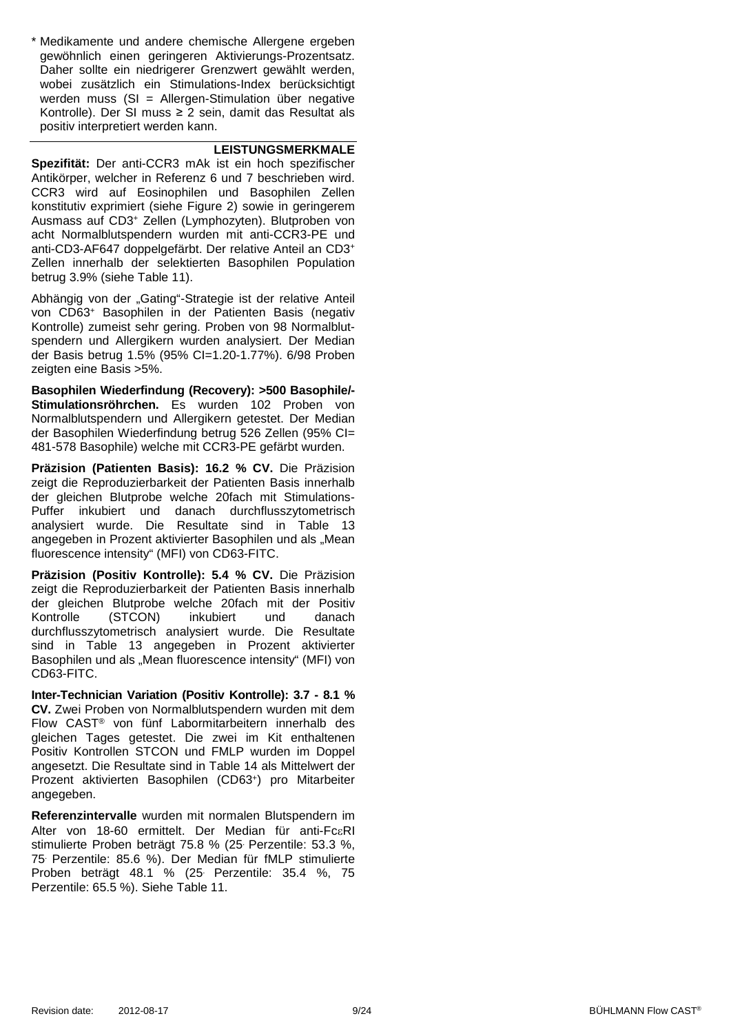\* Medikamente und andere chemische Allergene ergeben gewöhnlich einen geringeren Aktivierungs-Prozentsatz. Daher sollte ein niedrigerer Grenzwert gewählt werden, wobei zusätzlich ein Stimulations-Index berücksichtigt werden muss (SI = Allergen-Stimulation über negative Kontrolle). Der SI muss ≥ 2 sein, damit das Resultat als positiv interpretiert werden kann.

## LEISTUNGSMERKMALE

**Spezifität:** Der anti-CCR3 mAk ist ein hoch spezifischer Antikörper, welcher in Referenz 6 und 7 beschrieben wird. CCR3 wird auf Eosinophilen und Basophilen Zellen konstitutiv exprimiert (siehe Figure 2) sowie in geringerem Ausmass auf $CD3^+$ Zellen (Lymphozyten). Blutproben von acht Normalblutspendern wurden mit anti-CCR3-PE und anti-CD3-AF647 doppelgefärbt. Der relative Anteil an $CD3^+$ Zellen innerhalb der selektierten Basophilen Population betrug 3.9% (siehe Table 11).

Abhängig von der „Gating"-Strategie ist der relative Anteil von $CD63^+$ Basophilen in der Patienten Basis (negativ Kontrolle) zumeist sehr gering. Proben von 98 Normalblutspendern und Allergikern wurden analysiert. Der Median der Basis betrug 1.5% (95% CI=1.20-1.77%). 6/98 Proben zeigten eine Basis >5%.

**Basophilen Wiederfindung (Recovery): >500 Basophile/-Stimulationsröhrchen.** Es wurden 102 Proben von Normalblutspendern und Allergikern getestet. Der Median der Basophilen Wiederfindung betrug 526 Zellen (95% CI= 481-578 Basophile) welche mit CCR3-PE gefärbt wurden.

**Präzision (Patienten Basis): 16.2 % CV.** Die Präzision zeigt die Reproduzierbarkeit der Patienten Basis innerhalb der gleichen Blutprobe welche 20fach mit Stimulations-Puffer inkubiert und danach durchflusszytometrisch analysiert wurde. Die Resultate sind in Table 13 angegeben in Prozent aktivierter Basophilen und als „Mean fluorescence intensity" (MFI) von CD63-FITC.

**Präzision (Positiv Kontrolle): 5.4 % CV.** Die Präzision zeigt die Reproduzierbarkeit der Patienten Basis innerhalb der gleichen Blutprobe welche 20fach mit der Positiv Kontrolle (STCON) inkubiert und danach durchflusszytometrisch analysiert wurde. Die Resultate sind in Table 13 angegeben in Prozent aktivierter Basophilen und als „Mean fluorescence intensity" (MFI) von CD63-FITC.

**Inter-Technician Variation (Positiv Kontrolle): 3.7 - 8.1 % CV.** Zwei Proben von Normalblutspendern wurden mit dem Flow CAST® von fünf Labormitarbeitern innerhalb des gleichen Tages getestet. Die zwei im Kit enthaltenen Positiv Kontrollen STCON und FMLP wurden im Doppel angesetzt. Die Resultate sind in Table 14 als Mittelwert der Prozent aktivierten Basophilen ($CD63^+$) pro Mitarbeiter angegeben.

**Referenzintervalle** wurden mit normalen Blutspendern im Alter von 18-60 ermittelt. Der Median für anti-FcεRI stimulierte Proben beträgt 75.8 % (25. Perzentile: 53.3 %, 75. Perzentile: 85.6 %). Der Median für fMLP stimulierte Proben beträgt 48.1 % (25. Perzentile: 35.4 %, 75 Perzentile: 65.5 %). Siehe Table 11.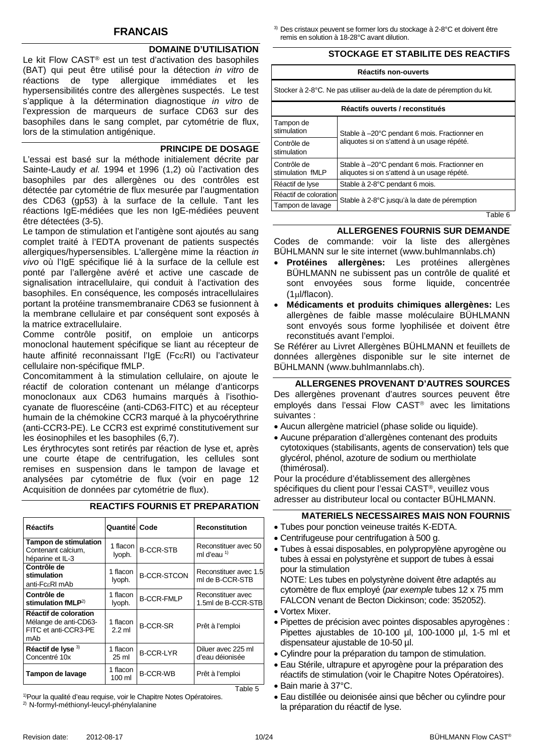# FRANCAIS

## DOMAINE D'UTILISATION

Le kit Flow CAST® est un test d'activation des basophiles (BAT) qui peut être utilisé pour la détection *in vitro* de réactions de type allergique immédiates et les hypersensibilités contre des allergènes suspectés. Le test s'applique à la détermination diagnostique *in vitro* de l'expression de marqueurs de surface CD63 sur des basophiles dans le sang complet, par cytométrie de flux, lors de la stimulation antigénique.

## PRINCIPE DE DOSAGE

L'essai est basé sur la méthode initialement décrite par Sainte-Laudy *et al.* 1994 et 1996 (1,2) où l'activation des basophiles par des allergènes ou des contrôles est détectée par cytométrie de flux mesurée par l'augmentation des CD63 (gp53) à la surface de la cellule. Tant les réactions IgE-médiées que les non IgE-médiées peuvent être détectées (3-5).

Le tampon de stimulation et l'antigène sont ajoutés au sang complet traité à l'EDTA provenant de patients suspectés allergiques/hypersensibles. L'allergène mime la réaction *in vivo* où l'IgE spécifique lié à la surface de la cellule est ponté par l'allergène avéré et active une cascade de signalisation intracellulaire, qui conduit à l'activation des basophiles. En conséquence, les composés intracellulaires portant la protéine transmembranaire CD63 se fusionnent à la membrane cellulaire et par conséquent sont exposés à la matrice extracellulaire.

Comme contrôle positif, on emploie un anticorps monoclonal hautement spécifique se liant au récepteur de haute affinité reconnaissant l'IgE (FcεRI) ou l'activateur cellulaire non-spécifique fMLP.

Concomitamment à la stimulation cellulaire, on ajoute le réactif de coloration contenant un mélange d'anticorps monoclonaux aux CD63 humains marqués à l'isothio-cyanate de fluorescéine (anti-CD63-FITC) et au récepteur humain de la chémokine CCR3 marqué à la phycoérythrine (anti-CCR3-PE). Le CCR3 est exprimé constitutivement sur les éosinophiles et les basophiles (6,7).

Les érythrocytes sont retirés par réaction de lyse et, après une courte étape de centrifugation, les cellules sont remises en suspension dans le tampon de lavage et analysées par cytométrie de flux (voir en page 12 Acquisition de données par cytométrie de flux).

## REACTIFS FOURNIS ET PREPARATION

| Réactifs | Quantité | Code | Reconstitution |
|---|---|---|---|
| **Tampon de stimulation** Contenant calcium, héparine et IL-3 | 1 flacon lyoph. | B-CCR-STB | Reconstituer avec 50 ml d'eau [1)] |
| **Contrôle de stimulation** anti-FcεRI mAb | 1 flacon lyoph. | B-CCR-STCON | Reconstituer avec 1.5 ml de B-CCR-STB |
| **Contrôle de stimulation fMLP**[2)] | 1 flacon lyoph. | B-CCR-FMLP | Reconstituer avec 1.5ml de B-CCR-STB |
| **Réactif de coloration** Mélange de anti-CD63-FITC et anti-CCR3-PE mAb | 1 flacon 2.2 ml | B-CCR-SR | Prêt à l'emploi |
| **Réactif de lyse** [3)] Concentré 10x | 1 flacon 25 ml | B-CCR-LYR | Diluer avec 225 ml d'eau déionisée |
| **Tampon de lavage** | 1 flacon 100 ml | B-CCR-WB | Prêt à l'emploi |

Table 5

[1)] Pour la qualité d'eau requise, voir le Chapitre Notes Opératoires.
[2)] N-formyl-méthionyl-leucyl-phénylalanine
[3)] Des cristaux peuvent se former lors du stockage à 2-8°C et doivent être remis en solution à 18-28°C avant dilution.

## STOCKAGE ET STABILITE DES REACTIFS

| **Réactifs non-ouverts** | |
|---|---|
| Stocker à 2-8°C. Ne pas utiliser au-delà de la date de péremption du kit. | |
| **Réactifs ouverts / reconstitués** | |
| Tampon de stimulation | Stable à –20°C pendant 6 mois. Fractionner en aliquotes si on s'attend à un usage répété. |
| Contrôle de stimulation | |
| Contrôle de stimulation fMLP | Stable à –20°C pendant 6 mois. Fractionner en aliquotes si on s'attend à un usage répété. |
| Réactif de lyse | Stable à 2-8°C pendant 6 mois. |
| Réactif de coloration | Stable à 2-8°C jusqu'à la date de péremption |
| Tampon de lavage | |

Table 6

## ALLERGENES FOURNIS SUR DEMANDE

Codes de commande: voir la liste des allergènes BÜHLMANN sur le site internet (www.buhlmannlabs.ch)

- **Protéines allergènes:** Les protéines allergènes BÜHLMANN ne subissent pas un contrôle de qualité et sont envoyées sous forme liquide, concentrée (1µl/flacon).
- **Médicaments et produits chimiques allergènes:** Les allergènes de faible masse moléculaire BÜHLMANN sont envoyés sous forme lyophilisée et doivent être reconstitués avant l'emploi.

Se Référer au Livret Allergènes BÜHLMANN et feuillets de données allergènes disponible sur le site internet de BÜHLMANN (www.buhlmannlabs.ch).

## ALLERGENES PROVENANT D'AUTRES SOURCES

Des allergènes provenant d'autres sources peuvent être employés dans l'essai Flow CAST® avec les limitations suivantes :

- Aucun allergène matriciel (phase solide ou liquide).
- Aucune préparation d'allergènes contenant des produits cytotoxiques (stabilisants, agents de conservation) tels que glycérol, phénol, azoture de sodium ou merthiolate (thimérosal).

Pour la procédure d'établissement des allergènes spécifiques du client pour l'essai CAST®, veuillez vous adresser au distributeur local ou contacter BÜHLMANN.

## MATERIELS NECESSAIRES MAIS NON FOURNIS

- Tubes pour ponction veineuse traités K-EDTA.
- Centrifugeuse pour centrifugation à 500 g.
- Tubes à essai disposables, en polypropylène apyrogène ou tubes à essai en polystyrène et support de tubes à essai pour la stimulation
  NOTE: Les tubes en polystyrène doivent être adaptés au cytomètre de flux employé (*par exemple* tubes 12 x 75 mm FALCON venant de Becton Dickinson; code: 352052).
- Vortex Mixer.
- Pipettes de précision avec pointes disposables apyrogènes : Pipettes ajustables de 10-100 µl, 100-1000 µl, 1-5 ml et dispensateur ajustable de 10-50 µl.
- Cylindre pour la préparation du tampon de stimulation.
- Eau Stérile, ultrapure et apyrogène pour la préparation des réactifs de stimulation (voir le Chapitre Notes Opératoires).
- Bain marie à 37°C.
- Eau distillée ou deionisée ainsi que bêcher ou cylindre pour la préparation du réactif de lyse.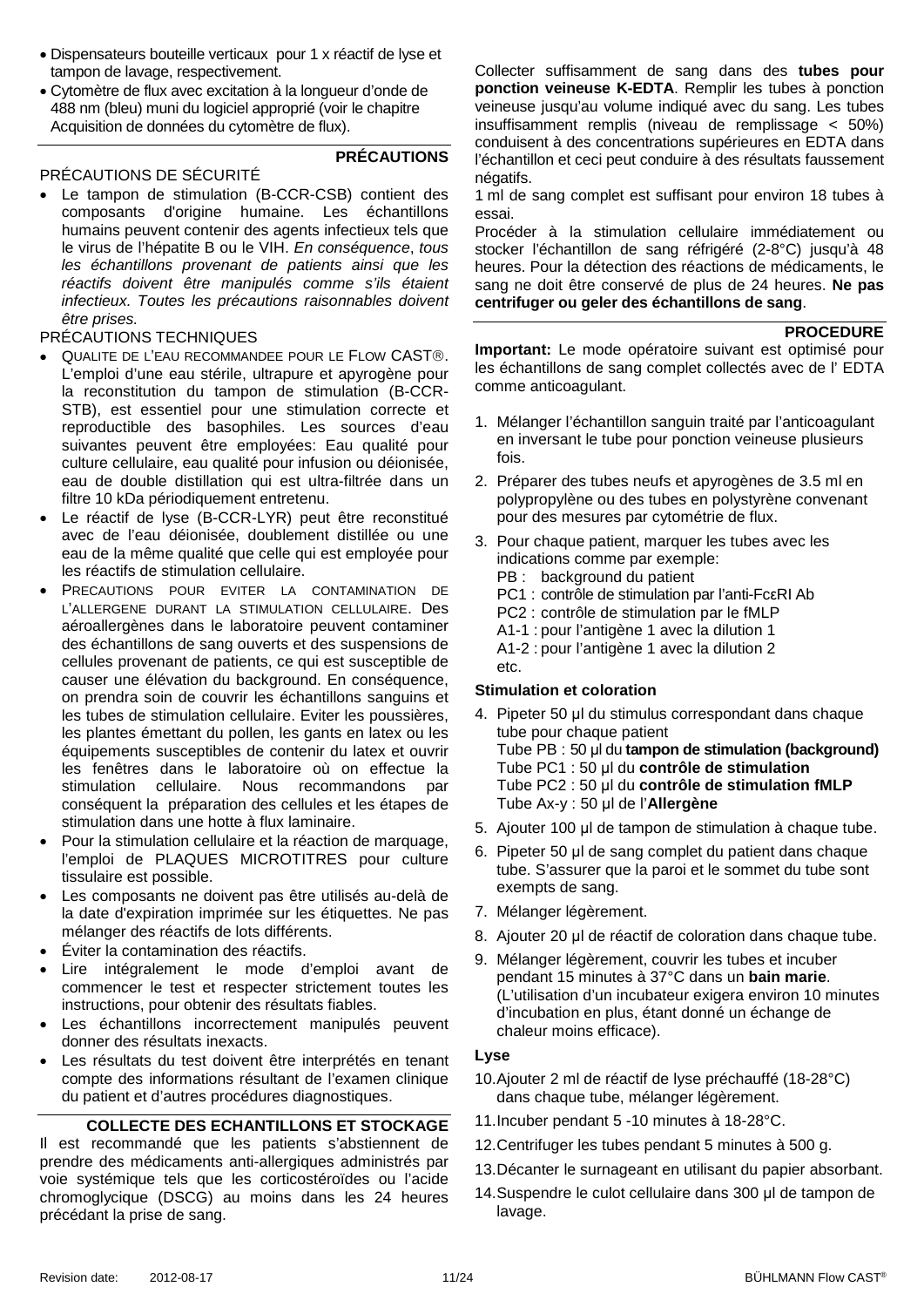- Dispensateurs bouteille verticaux pour 1 x réactif de lyse et tampon de lavage, respectivement.
- Cytomètre de flux avec excitation à la longueur d'onde de 488 nm (bleu) muni du logiciel approprié (voir le chapitre Acquisition de données du cytomètre de flux).

## PRÉCAUTIONS

PRÉCAUTIONS DE SÉCURITÉ

- Le tampon de stimulation (B-CCR-CSB) contient des composants d'origine humaine. Les échantillons humains peuvent contenir des agents infectieux tels que le virus de l'hépatite B ou le VIH. *En conséquence, tous les échantillons provenant de patients ainsi que les réactifs doivent être manipulés comme s'ils étaient infectieux. Toutes les précautions raisonnables doivent être prises.*

PRÉCAUTIONS TECHNIQUES

- QUALITE DE L'EAU RECOMMANDEE POUR LE FLOW CAST®. L'emploi d'une eau stérile, ultrapure et apyrogène pour la reconstitution du tampon de stimulation (B-CCR-STB), est essentiel pour une stimulation correcte et reproductible des basophiles. Les sources d'eau suivantes peuvent être employées: Eau qualité pour culture cellulaire, eau qualité pour infusion ou déionisée, eau de double distillation qui est ultra-filtrée dans un filtre 10 kDa périodiquement entretenu.
- Le réactif de lyse (B-CCR-LYR) peut être reconstitué avec de l'eau déionisée, doublement distillée ou une eau de la même qualité que celle qui est employée pour les réactifs de stimulation cellulaire.
- PRECAUTIONS POUR EVITER LA CONTAMINATION DE L'ALLERGENE DURANT LA STIMULATION CELLULAIRE. Des aéroallergènes dans le laboratoire peuvent contaminer des échantillons de sang ouverts et des suspensions de cellules provenant de patients, ce qui est susceptible de causer une élévation du background. En conséquence, on prendra soin de couvrir les échantillons sanguins et les tubes de stimulation cellulaire. Eviter les poussières, les plantes émettant du pollen, les gants en latex ou les équipements susceptibles de contenir du latex et ouvrir les fenêtres dans le laboratoire où on effectue la stimulation cellulaire. Nous recommandons par conséquent la préparation des cellules et les étapes de stimulation dans une hotte à flux laminaire.
- Pour la stimulation cellulaire et la réaction de marquage, l'emploi de PLAQUES MICROTITRES pour culture tissulaire est possible.
- Les composants ne doivent pas être utilisés au-delà de la date d'expiration imprimée sur les étiquettes. Ne pas mélanger des réactifs de lots différents.
- Éviter la contamination des réactifs.
- Lire intégralement le mode d'emploi avant de commencer le test et respecter strictement toutes les instructions, pour obtenir des résultats fiables.
- Les échantillons incorrectement manipulés peuvent donner des résultats inexacts.
- Les résultats du test doivent être interprétés en tenant compte des informations résultant de l'examen clinique du patient et d'autres procédures diagnostiques.

## COLLECTE DES ECHANTILLONS ET STOCKAGE

Il est recommandé que les patients s'abstiennent de prendre des médicaments anti-allergiques administrés par voie systémique tels que les corticostéroïdes ou l'acide chromoglycique (DSCG) au moins dans les 24 heures précédant la prise de sang.

Collecter suffisamment de sang dans des **tubes pour ponction veineuse K-EDTA**. Remplir les tubes à ponction veineuse jusqu'au volume indiqué avec du sang. Les tubes insuffisamment remplis (niveau de remplissage < 50%) conduisent à des concentrations supérieures en EDTA dans l'échantillon et ceci peut conduire à des résultats faussement négatifs.

1 ml de sang complet est suffisant pour environ 18 tubes à essai.

Procéder à la stimulation cellulaire immédiatement ou stocker l'échantillon de sang réfrigéré (2-8°C) jusqu'à 48 heures. Pour la détection des réactions de médicaments, le sang ne doit être conservé de plus de 24 heures. **Ne pas centrifuger ou geler des échantillons de sang**.

## PROCEDURE

**Important:** Le mode opératoire suivant est optimisé pour les échantillons de sang complet collectés avec de l' EDTA comme anticoagulant.

1. Mélanger l'échantillon sanguin traité par l'anticoagulant en inversant le tube pour ponction veineuse plusieurs fois.
2. Préparer des tubes neufs et apyrogènes de 3.5 ml en polypropylène ou des tubes en polystyrène convenant pour des mesures par cytométrie de flux.
3. Pour chaque patient, marquer les tubes avec les indications comme par exemple:
   PB : background du patient
   PC1 : contrôle de stimulation par l'anti-FcεRI Ab
   PC2 : contrôle de stimulation par le fMLP
   A1-1 : pour l'antigène 1 avec la dilution 1
   A1-2 : pour l'antigène 1 avec la dilution 2
   etc.

### Stimulation et coloration

4. Pipeter 50 µl du stimulus correspondant dans chaque tube pour chaque patient
   Tube PB : 50 µl du **tampon de stimulation (background)**
   Tube PC1 : 50 µl du **contrôle de stimulation**
   Tube PC2 : 50 µl du **contrôle de stimulation fMLP**
   Tube Ax-y : 50 µl de l'**Allergène**
5. Ajouter 100 µl de tampon de stimulation à chaque tube.
6. Pipeter 50 µl de sang complet du patient dans chaque tube. S'assurer que la paroi et le sommet du tube sont exempts de sang.
7. Mélanger légèrement.
8. Ajouter 20 µl de réactif de coloration dans chaque tube.
9. Mélanger légèrement, couvrir les tubes et incuber pendant 15 minutes à 37°C dans un **bain marie**. (L'utilisation d'un incubateur exigera environ 10 minutes d'incubation en plus, étant donné un échange de chaleur moins efficace).

### Lyse

10. Ajouter 2 ml de réactif de lyse préchauffé (18-28°C) dans chaque tube, mélanger légèrement.
11. Incuber pendant 5 -10 minutes à 18-28°C.
12. Centrifuger les tubes pendant 5 minutes à 500 g.
13. Décanter le surnageant en utilisant du papier absorbant.
14. Suspendre le culot cellulaire dans 300 µl de tampon de lavage.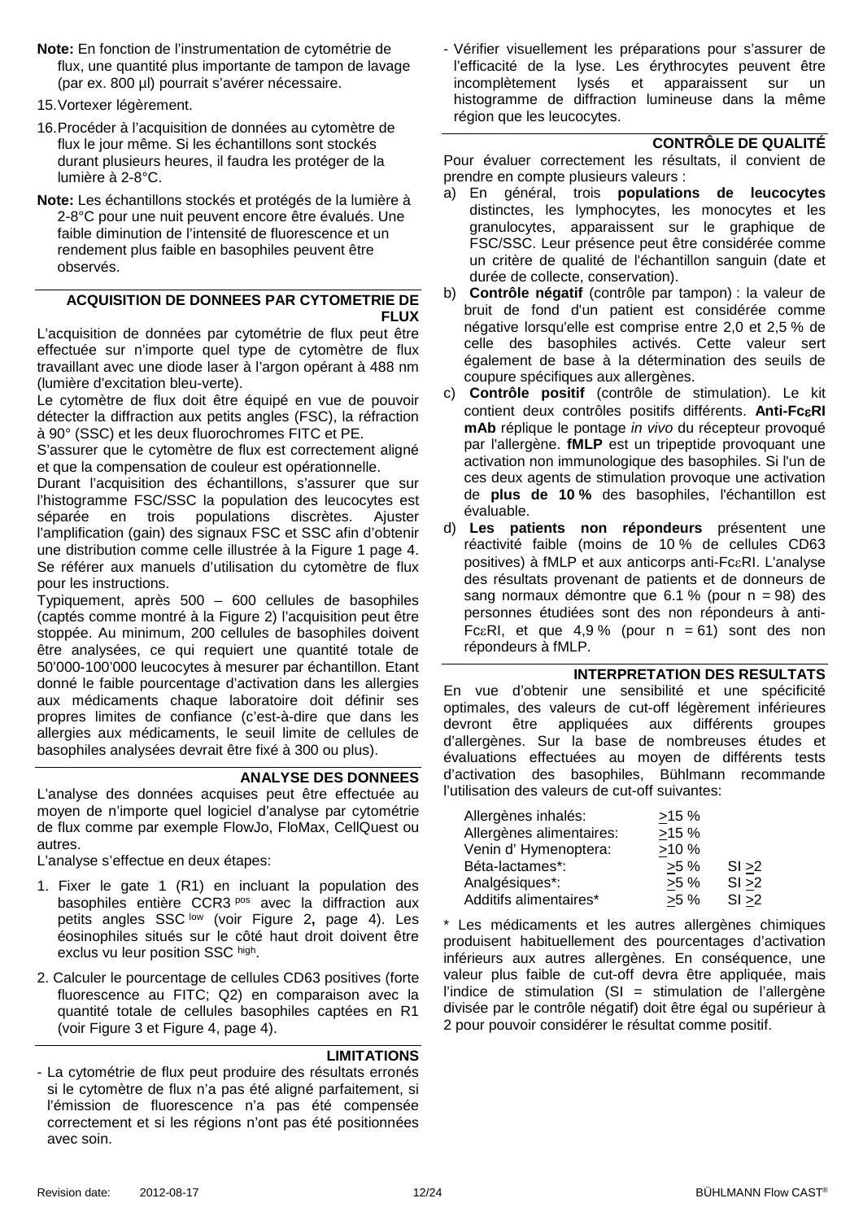**Note:** En fonction de l'instrumentation de cytométrie de flux, une quantité plus importante de tampon de lavage (par ex. 800 µl) pourrait s'avérer nécessaire.

15. Vortexer légèrement.

16. Procéder à l'acquisition de données au cytomètre de flux le jour même. Si les échantillons sont stockés durant plusieurs heures, il faudra les protéger de la lumière à 2-8°C.

**Note:** Les échantillons stockés et protégés de la lumière à 2-8°C pour une nuit peuvent encore être évalués. Une faible diminution de l'intensité de fluorescence et un rendement plus faible en basophiles peuvent être observés.

## ACQUISITION DE DONNEES PAR CYTOMETRIE DE FLUX

L'acquisition de données par cytométrie de flux peut être effectuée sur n'importe quel type de cytomètre de flux travaillant avec une diode laser à l'argon opérant à 488 nm (lumière d'excitation bleu-verte).

Le cytomètre de flux doit être équipé en vue de pouvoir détecter la diffraction aux petits angles (FSC), la réfraction à 90° (SSC) et les deux fluorochromes FITC et PE.

S'assurer que le cytomètre de flux est correctement aligné et que la compensation de couleur est opérationnelle.

Durant l'acquisition des échantillons, s'assurer que sur l'histogramme FSC/SSC la population des leucocytes est séparée en trois populations discrètes. Ajuster l'amplification (gain) des signaux FSC et SSC afin d'obtenir une distribution comme celle illustrée à la Figure 1 page 4. Se référer aux manuels d'utilisation du cytomètre de flux pour les instructions.

Typiquement, après 500 – 600 cellules de basophiles (captés comme montré à la Figure 2) l'acquisition peut être stoppée. Au minimum, 200 cellules de basophiles doivent être analysées, ce qui requiert une quantité totale de 50'000-100'000 leucocytes à mesurer par échantillon. Etant donné le faible pourcentage d'activation dans les allergies aux médicaments chaque laboratoire doit définir ses propres limites de confiance (c'est-à-dire que dans les allergies aux médicaments, le seuil limite de cellules de basophiles analysées devrait être fixé à 300 ou plus).

## ANALYSE DES DONNEES

L'analyse des données acquises peut être effectuée au moyen de n'importe quel logiciel d'analyse par cytométrie de flux comme par exemple FlowJo, FloMax, CellQuest ou autres.

L'analyse s'effectue en deux étapes:

1. Fixer le gate 1 (R1) en incluant la population des basophiles entière CCR3 $^{pos}$ avec la diffraction aux petits angles SSC $^{low}$ (voir Figure 2**,** page 4). Les éosinophiles situés sur le côté haut droit doivent être exclus vu leur position SSC $^{high}$.

2. Calculer le pourcentage de cellules CD63 positives (forte fluorescence au FITC; Q2) en comparaison avec la quantité totale de cellules basophiles captées en R1 (voir Figure 3 et Figure 4, page 4).

## LIMITATIONS

- La cytométrie de flux peut produire des résultats erronés si le cytomètre de flux n'a pas été aligné parfaitement, si l'émission de fluorescence n'a pas été compensée correctement et si les régions n'ont pas été positionnées avec soin.
- Vérifier visuellement les préparations pour s'assurer de l'efficacité de la lyse. Les érythrocytes peuvent être incomplètement lysés et apparaissent sur un histogramme de diffraction lumineuse dans la même région que les leucocytes.

## CONTRÔLE DE QUALITÉ

Pour évaluer correctement les résultats, il convient de prendre en compte plusieurs valeurs :

a) En général, trois **populations de leucocytes** distinctes, les lymphocytes, les monocytes et les granulocytes, apparaissent sur le graphique de FSC/SSC. Leur présence peut être considérée comme un critère de qualité de l'échantillon sanguin (date et durée de collecte, conservation).

b) **Contrôle négatif** (contrôle par tampon) : la valeur de bruit de fond d'un patient est considérée comme négative lorsqu'elle est comprise entre 2,0 et 2,5 % de celle des basophiles activés. Cette valeur sert également de base à la détermination des seuils de coupure spécifiques aux allergènes.

c) **Contrôle positif** (contrôle de stimulation). Le kit contient deux contrôles positifs différents. **Anti-FcεRI mAb** réplique le pontage *in vivo* du récepteur provoqué par l'allergène. **fMLP** est un tripeptide provoquant une activation non immunologique des basophiles. Si l'un de ces deux agents de stimulation provoque une activation de **plus de 10 %** des basophiles, l'échantillon est évaluable.

d) **Les patients non répondeurs** présentent une réactivité faible (moins de 10 % de cellules CD63 positives) à fMLP et aux anticorps anti-FcεRI. L'analyse des résultats provenant de patients et de donneurs de sang normaux démontre que 6.1 % (pour n = 98) des personnes étudiées sont des non répondeurs à anti-FcεRI, et que 4,9 % (pour n = 61) sont des non répondeurs à fMLP.

## INTERPRETATION DES RESULTATS

En vue d'obtenir une sensibilité et une spécificité optimales, des valeurs de cut-off légèrement inférieures devront être appliquées aux différents groupes d'allergènes. Sur la base de nombreuses études et évaluations effectuées au moyen de différents tests d'activation des basophiles, Bühlmann recommande l'utilisation des valeurs de cut-off suivantes:

| | | |
|---|---|---|
| Allergènes inhalés: | ≥15 % | |
| Allergènes alimentaires: | ≥15 % | |
| Venin d' Hymenoptera: | ≥10 % | |
| Béta-lactames*: | ≥5 % | SI ≥2 |
| Analgésiques*: | ≥5 % | SI ≥2 |
| Additifs alimentaires* | ≥5 % | SI ≥2 |

\* Les médicaments et les autres allergènes chimiques produisent habituellement des pourcentages d'activation inférieurs aux autres allergènes. En conséquence, une valeur plus faible de cut-off devra être appliquée, mais l'indice de stimulation (SI = stimulation de l'allergène divisée par le contrôle négatif) doit être égal ou supérieur à 2 pour pouvoir considérer le résultat comme positif.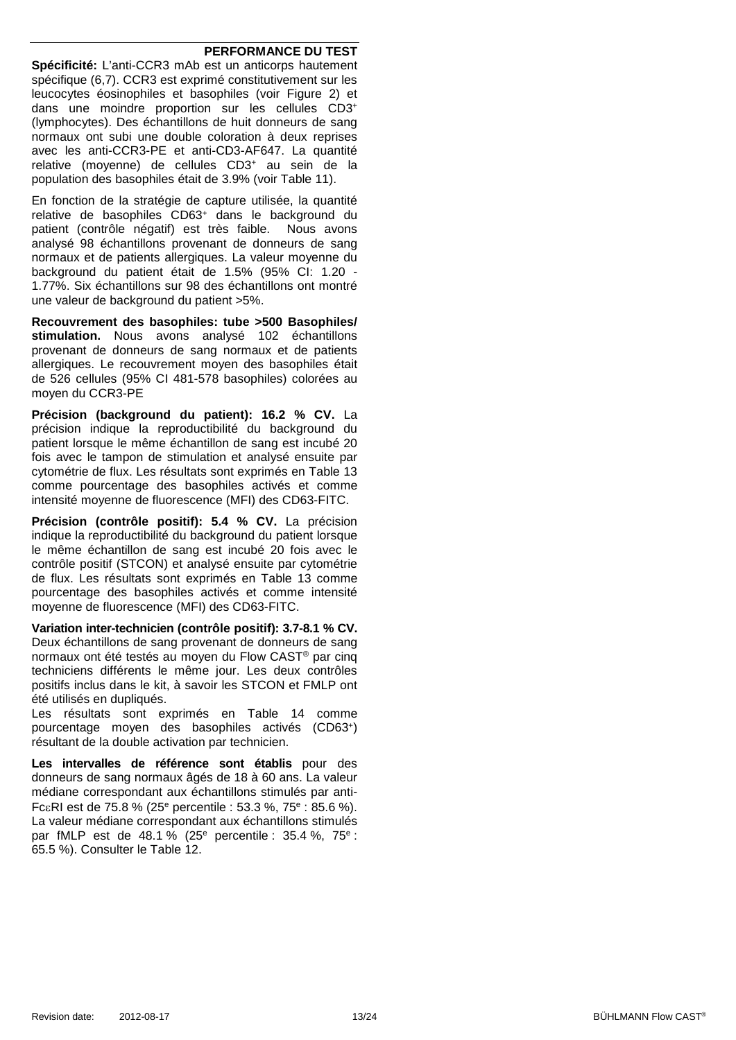## PERFORMANCE DU TEST

**Spécificité:** L'anti-CCR3 mAb est un anticorps hautement spécifique (6,7). CCR3 est exprimé constitutivement sur les leucocytes éosinophiles et basophiles (voir Figure 2) et dans une moindre proportion sur les cellules $CD3^+$ (lymphocytes). Des échantillons de huit donneurs de sang normaux ont subi une double coloration à deux reprises avec les anti-CCR3-PE et anti-CD3-AF647. La quantité relative (moyenne) de cellules $CD3^+$ au sein de la population des basophiles était de 3.9% (voir Table 11).

En fonction de la stratégie de capture utilisée, la quantité relative de basophiles $CD63^+$ dans le background du patient (contrôle négatif) est très faible. Nous avons analysé 98 échantillons provenant de donneurs de sang normaux et de patients allergiques. La valeur moyenne du background du patient était de 1.5% (95% CI: 1.20 - 1.77%. Six échantillons sur 98 des échantillons ont montré une valeur de background du patient >5%.

**Recouvrement des basophiles: tube >500 Basophiles/ stimulation.** Nous avons analysé 102 échantillons provenant de donneurs de sang normaux et de patients allergiques. Le recouvrement moyen des basophiles était de 526 cellules (95% CI 481-578 basophiles) colorées au moyen du CCR3-PE

**Précision (background du patient): 16.2 % CV.** La précision indique la reproductibilité du background du patient lorsque le même échantillon de sang est incubé 20 fois avec le tampon de stimulation et analysé ensuite par cytométrie de flux. Les résultats sont exprimés en Table 13 comme pourcentage des basophiles activés et comme intensité moyenne de fluorescence (MFI) des CD63-FITC.

**Précision (contrôle positif): 5.4 % CV.** La précision indique la reproductibilité du background du patient lorsque le même échantillon de sang est incubé 20 fois avec le contrôle positif (STCON) et analysé ensuite par cytométrie de flux. Les résultats sont exprimés en Table 13 comme pourcentage des basophiles activés et comme intensité moyenne de fluorescence (MFI) des CD63-FITC.

**Variation inter-technicien (contrôle positif): 3.7-8.1 % CV.** Deux échantillons de sang provenant de donneurs de sang normaux ont été testés au moyen du Flow CAST® par cinq techniciens différents le même jour. Les deux contrôles positifs inclus dans le kit, à savoir les STCON et FMLP ont été utilisés en dupliqués.

Les résultats sont exprimés en Table 14 comme pourcentage moyen des basophiles activés ($CD63^+$) résultant de la double activation par technicien.

**Les intervalles de référence sont établis** pour des donneurs de sang normaux âgés de 18 à 60 ans. La valeur médiane correspondant aux échantillons stimulés par anti-FcεRI est de 75.8 % (25$^e$ percentile : 53.3 %, 75$^e$ : 85.6 %). La valeur médiane correspondant aux échantillons stimulés par fMLP est de 48.1 % (25$^e$ percentile : 35.4 %, 75$^e$ : 65.5 %). Consulter le Table 12.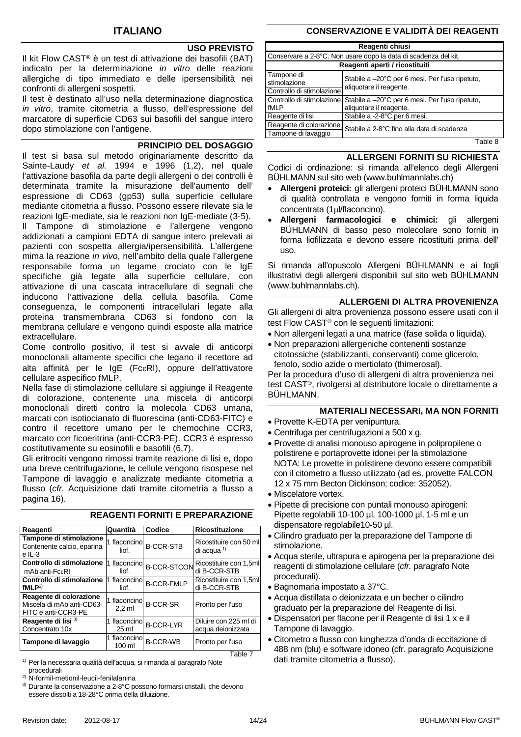# ITALIANO

## USO PREVISTO

Il kit Flow CAST® è un test di attivazione dei basofili (BAT) indicato per la determinazione *in vitro* delle reazioni allergiche di tipo immediato e delle ipersensibilità nei confronti di allergeni sospetti.

Il test è destinato all'uso nella determinazione diagnostica *in vitro*, tramite citometria a flusso, dell'espressione del marcatore di superficie CD63 sui basofili del sangue intero dopo stimolazione con l'antigene.

## PRINCIPIO DEL DOSAGGIO

Il test si basa sul metodo originariamente descritto da Sainte-Laudy *et al.* 1994 e 1996 (1,2), nel quale l'attivazione basofila da parte degli allergeni o dei controlli è determinata tramite la misurazione dell'aumento dell' espressione di CD63 (gp53) sulla superficie cellulare mediante citometria a flusso. Possono essere rilevate sia le reazioni IgE-mediate, sia le reazioni non IgE-mediate (3-5).

Il Tampone di stimolazione e l'allergene vengono addizionati a campioni EDTA di sangue intero prelevati ai pazienti con sospetta allergia/ipersensibilità. L'allergene mima la reazione *in vivo*, nell'ambito della quale l'allergene responsabile forma un legame crociato con le IgE specifiche già legate alla superficie cellulare, con attivazione di una cascata intracellulare di segnali che inducono l'attivazione della cellula basofila. Come conseguenza, le componenti intracellulari legate alla proteina transmembrana CD63 si fondono con la membrana cellulare e vengono quindi esposte alla matrice extracellulare.

Come controllo positivo, il test si avvale di anticorpi monoclonali altamente specifici che legano il recettore ad alta affinità per le IgE (FcεRI), oppure dell'attivatore cellulare aspecifico fMLP.

Nella fase di stimolazione cellulare si aggiunge il Reagente di colorazione, contenente una miscela di anticorpi monoclonali diretti contro la molecola CD63 umana, marcati con isotiocianato di fluorescina (anti-CD63-FITC) e contro il recettore umano per le chemochine CCR3, marcato con ficoeritrina (anti-CCR3-PE). CCR3 è espresso costitutivamente su eosinofili e basofili (6,7).

Gli eritrociti vengono rimossi tramite reazione di lisi e, dopo una breve centrifugazione, le cellule vengono risospese nel Tampone di lavaggio e analizzate mediante citometria a flusso (*cfr.* Acquisizione dati tramite citometria a flusso a pagina 16).

## REAGENTI FORNITI E PREPARAZIONE

| Reagenti | Quantità | Codice | Ricostituzione |
|---|---|---|---|
| **Tampone di stimolazione** Contenente calcio, eparina e IL-3 | 1 flaconcino liof. | B-CCR-STB | Ricostituire con 50 ml di acqua [1] |
| **Controllo di stimolazione** mAb anti-FcεRI | 1 flaconcino liof. | B-CCR-STCON | Ricostituire con 1,5ml di B-CCR-STB |
| **Controllo di stimolazione fMLP**[2] | 1 flaconcino liof. | B-CCR-FMLP | Ricostituire con 1,5ml di B-CCR-STB |
| **Reagente di colorazione** Miscela di mAb anti-CD63-FITC e anti-CCR3-PE | 1 flaconcino 2,2 ml | B-CCR-SR | Pronto per l'uso |
| **Reagente di lisi** [3] Concentrato 10x | 1 flaconcino 25 ml | B-CCR-LYR | Diluire con 225 ml di acqua deionizzata |
| **Tampone di lavaggio** | 1 flaconcino 100 ml | B-CCR-WB | Pronto per l'uso |

Table 7

[1] Per la necessaria qualità dell'acqua, si rimanda al paragrafo Note procedurali

[2] N-formil-metionil-leucil-fenilalanina

[3] Durante la conservazione a 2-8°C possono formarsi cristalli, che devono essere dissolti a 18-28°C prima della diluizione.

## CONSERVAZIONE E VALIDITÀ DEI REAGENTI

| **Reagenti chiusi** | |
|---|---|
| Conservare a 2-8°C. Non usare dopo la data di scadenza del kit. | |
| **Reagenti aperti / ricostituiti** | |
| Tampone di stimolazione | Stabile a –20°C per 6 mesi. Per l'uso ripetuto, aliquotare il reagente. |
| Controllo di stimolazione | Stabile a –20°C per 6 mesi. Per l'uso ripetuto, aliquotare il reagente. |
| Controllo di stimolazione fMLP | Stabile a –20°C per 6 mesi. Per l'uso ripetuto, aliquotare il reagente. |
| Reagente di lisi | Stabile a -2-8°C per 6 mesi. |
| Reagente di colorazione | Stabile a 2-8°C fino alla data di scadenza |
| Tampone di lavaggio | Stabile a 2-8°C fino alla data di scadenza |

Table 8

## ALLERGENI FORNITI SU RICHIESTA

Codici di ordinazione: si rimanda all'elenco degli Allergeni BÜHLMANN sul sito web (www.buhlmannlabs.ch)

- **Allergeni proteici:** gli allergeni proteici BÜHLMANN sono di qualità controllata e vengono forniti in forma liquida concentrata (1µl/flaconcino).
- **Allergeni farmacologici e chimici:** gli allergeni BÜHLMANN di basso peso molecolare sono forniti in forma liofilizzata e devono essere ricostituiti prima dell' uso.

Si rimanda all'opuscolo Allergeni BÜHLMANN e ai fogli illustrativi degli allergeni disponibili sul sito web BÜHLMANN (www.buhlmannlabs.ch).

## ALLERGENI DI ALTRA PROVENIENZA

Gli allergeni di altra provenienza possono essere usati con il test Flow CAST® con le seguenti limitazioni:

- Non allergeni legati a una matrice (fase solida o liquida).
- Non preparazioni allergeniche contenenti sostanze citotossiche (stabilizzanti, conservanti) come glicerolo, fenolo, sodio azide o mertiolato (thimerosal).

Per la procedura d'uso di allergeni di altra provenienza nei test CAST®, rivolgersi al distributore locale o direttamente a BÜHLMANN.

## MATERIALI NECESSARI, MA NON FORNITI

- Provette K-EDTA per venipuntura.
- Centrifuga per centrifugazioni a 500 x g.
- Provette di analisi monouso apirogene in polipropilene o polistirene e portaprovette idonei per la stimolazione NOTA: Le provette in polistirene devono essere compatibili con il citometro a flusso utilizzato (ad es. provette FALCON 12 x 75 mm Becton Dickinson; codice: 352052).
- Miscelatore vortex.
- Pipette di precisione con puntali monouso apirogeni: Pipette regolabili 10-100 µl, 100-1000 µl, 1-5 ml e un dispensatore regolabile10-50 µl.
- Cilindro graduato per la preparazione del Tampone di stimolazione.
- Acqua sterile, ultrapura e apirogena per la preparazione dei reagenti di stimolazione cellulare (*cfr.* paragrafo Note procedurali).
- Bagnomaria impostato a 37°C.
- Acqua distillata o deionizzata e un becher o cilindro graduato per la preparazione del Reagente di lisi.
- Dispensatori per flacone per il Reagente di lisi 1 x e il Tampone di lavaggio.
- Citometro a flusso con lunghezza d'onda di eccitazione di 488 nm (blu) e software idoneo (cfr. paragrafo Acquisizione dati tramite citometria a flusso).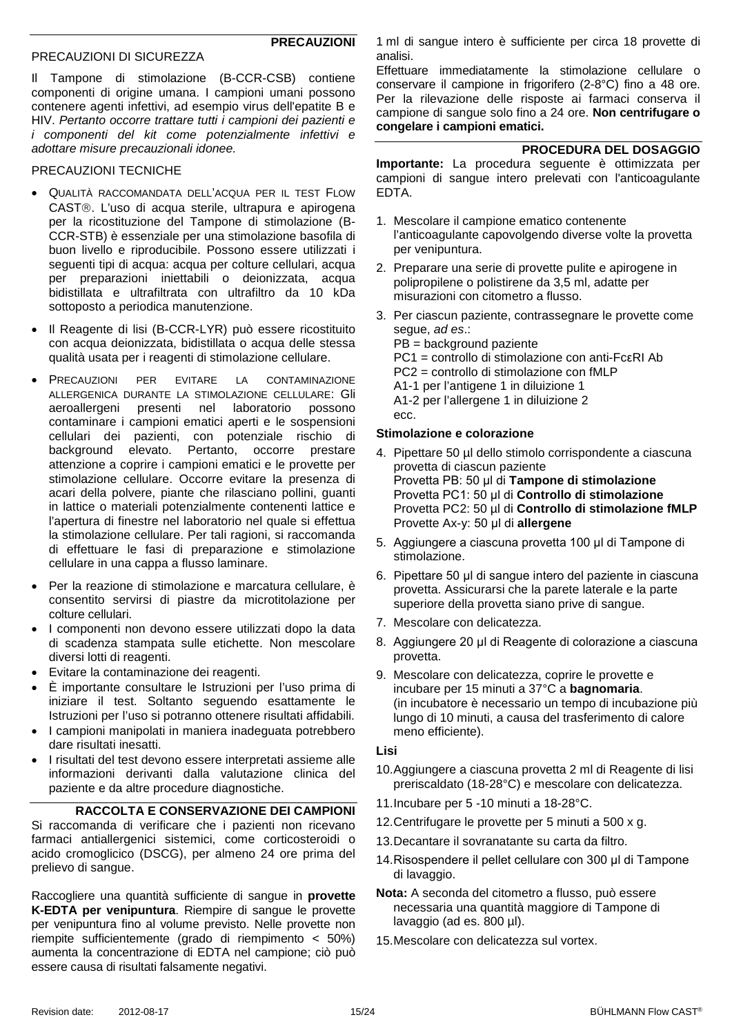## PRECAUZIONI

### PRECAUZIONI DI SICUREZZA

Il Tampone di stimolazione (B-CCR-CSB) contiene componenti di origine umana. I campioni umani possono contenere agenti infettivi, ad esempio virus dell'epatite B e HIV. *Pertanto occorre trattare tutti i campioni dei pazienti e i componenti del kit come potenzialmente infettivi e adottare misure precauzionali idonee.*

### PRECAUZIONI TECNICHE

- QUALITÀ RACCOMANDATA DELL'ACQUA PER IL TEST FLOW CAST®. L'uso di acqua sterile, ultrapura e apirogena per la ricostituzione del Tampone di stimolazione (B-CCR-STB) è essenziale per una stimolazione basofila di buon livello e riproducibile. Possono essere utilizzati i seguenti tipi di acqua: acqua per colture cellulari, acqua per preparazioni iniettabili o deionizzata, acqua bidistillata e ultrafiltrata con ultrafiltro da 10 kDa sottoposto a periodica manutenzione.
- Il Reagente di lisi (B-CCR-LYR) può essere ricostituito con acqua deionizzata, bidistillata o acqua delle stessa qualità usata per i reagenti di stimolazione cellulare.
- PRECAUZIONI PER EVITARE LA CONTAMINAZIONE ALLERGENICA DURANTE LA STIMOLAZIONE CELLULARE: Gli aeroallergeni presenti nel laboratorio possono contaminare i campioni ematici aperti e le sospensioni cellulari dei pazienti, con potenziale rischio di background elevato. Pertanto, occorre prestare attenzione a coprire i campioni ematici e le provette per stimolazione cellulare. Occorre evitare la presenza di acari della polvere, piante che rilasciano pollini, guanti in lattice o materiali potenzialmente contenenti lattice e l'apertura di finestre nel laboratorio nel quale si effettua la stimolazione cellulare. Per tali ragioni, si raccomanda di effettuare le fasi di preparazione e stimolazione cellulare in una cappa a flusso laminare.
- Per la reazione di stimolazione e marcatura cellulare, è consentito servirsi di piastre da microtitolazione per colture cellulari.
- I componenti non devono essere utilizzati dopo la data di scadenza stampata sulle etichette. Non mescolare diversi lotti di reagenti.
- Evitare la contaminazione dei reagenti.
- È importante consultare le Istruzioni per l'uso prima di iniziare il test. Soltanto seguendo esattamente le Istruzioni per l'uso si potranno ottenere risultati affidabili.
- I campioni manipolati in maniera inadeguata potrebbero dare risultati inesatti.
- I risultati del test devono essere interpretati assieme alle informazioni derivanti dalla valutazione clinica del paziente e da altre procedure diagnostiche.

## RACCOLTA E CONSERVAZIONE DEI CAMPIONI

Si raccomanda di verificare che i pazienti non ricevano farmaci antiallergenici sistemici, come corticosteroidi o acido cromoglicico (DSCG), per almeno 24 ore prima del prelievo di sangue.

Raccogliere una quantità sufficiente di sangue in **provette K-EDTA per venipuntura**. Riempire di sangue le provette per venipuntura fino al volume previsto. Nelle provette non riempite sufficientemente (grado di riempimento < 50%) aumenta la concentrazione di EDTA nel campione; ciò può essere causa di risultati falsamente negativi.

1 ml di sangue intero è sufficiente per circa 18 provette di analisi.

Effettuare immediatamente la stimolazione cellulare o conservare il campione in frigorifero (2-8°C) fino a 48 ore. Per la rilevazione delle risposte ai farmaci conserva il campione di sangue solo fino a 24 ore. **Non centrifugare o congelare i campioni ematici.**

## PROCEDURA DEL DOSAGGIO

**Importante:** La procedura seguente è ottimizzata per campioni di sangue intero prelevati con l'anticoagulante EDTA.

1. Mescolare il campione ematico contenente l'anticoagulante capovolgendo diverse volte la provetta per venipuntura.
2. Preparare una serie di provette pulite e apirogene in polipropilene o polistirene da 3,5 ml, adatte per misurazioni con citometro a flusso.
3. Per ciascun paziente, contrassegnare le provette come segue, *ad es*.:
   PB = background paziente
   PC1 = controllo di stimolazione con anti-FcεRI Ab
   PC2 = controllo di stimolazione con fMLP
   A1-1 per l'antigene 1 in diluizione 1
   A1-2 per l'allergene 1 in diluizione 2
   ecc.

**Stimolazione e colorazione**

4. Pipettare 50 µl dello stimolo corrispondente a ciascuna provetta di ciascun paziente
   Provetta PB: 50 µl di **Tampone di stimolazione**
   Provetta PC1: 50 µl di **Controllo di stimolazione**
   Provetta PC2: 50 µl di **Controllo di stimolazione fMLP**
   Provette Ax-y: 50 µl di **allergene**
5. Aggiungere a ciascuna provetta 100 µl di Tampone di stimolazione.
6. Pipettare 50 µl di sangue intero del paziente in ciascuna provetta. Assicurarsi che la parete laterale e la parte superiore della provetta siano prive di sangue.
7. Mescolare con delicatezza.
8. Aggiungere 20 µl di Reagente di colorazione a ciascuna provetta.
9. Mescolare con delicatezza, coprire le provette e incubare per 15 minuti a 37°C a **bagnomaria**.
   (in incubatore è necessario un tempo di incubazione più lungo di 10 minuti, a causa del trasferimento di calore meno efficiente).

**Lisi**

10. Aggiungere a ciascuna provetta 2 ml di Reagente di lisi preriscaldato (18-28°C) e mescolare con delicatezza.
11. Incubare per 5 -10 minuti a 18-28°C.
12. Centrifugare le provette per 5 minuti a 500 x g.
13. Decantare il sovranatante su carta da filtro.
14. Risospendere il pellet cellulare con 300 µl di Tampone di lavaggio.

**Nota:** A seconda del citometro a flusso, può essere necessaria una quantità maggiore di Tampone di lavaggio (ad es. 800 µl).

15. Mescolare con delicatezza sul vortex.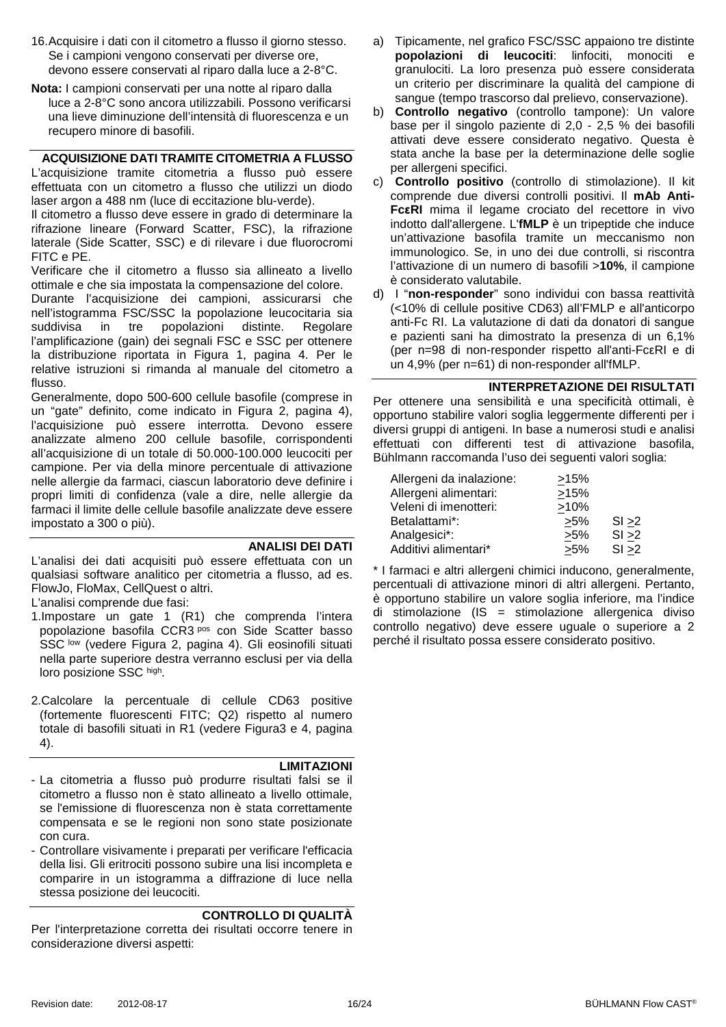16. Acquisire i dati con il citometro a flusso il giorno stesso. Se i campioni vengono conservati per diverse ore, devono essere conservati al riparo dalla luce a 2-8°C.

**Nota:** I campioni conservati per una notte al riparo dalla luce a 2-8°C sono ancora utilizzabili. Possono verificarsi una lieve diminuzione dell'intensità di fluorescenza e un recupero minore di basofili.

## ACQUISIZIONE DATI TRAMITE CITOMETRIA A FLUSSO

L'acquisizione tramite citometria a flusso può essere effettuata con un citometro a flusso che utilizzi un diodo laser argon a 488 nm (luce di eccitazione blu-verde).

Il citometro a flusso deve essere in grado di determinare la rifrazione lineare (Forward Scatter, FSC), la rifrazione laterale (Side Scatter, SSC) e di rilevare i due fluorocromi FITC e PE.

Verificare che il citometro a flusso sia allineato a livello ottimale e che sia impostata la compensazione del colore.

Durante l'acquisizione dei campioni, assicurarsi che nell'istogramma FSC/SSC la popolazione leucocitaria sia suddivisa in tre popolazioni distinte. Regolare l'amplificazione (gain) dei segnali FSC e SSC per ottenere la distribuzione riportata in Figura 1, pagina 4. Per le relative istruzioni si rimanda al manuale del citometro a flusso.

Generalmente, dopo 500-600 cellule basofile (comprese in un "gate" definito, come indicato in Figura 2, pagina 4), l'acquisizione può essere interrotta. Devono essere analizzate almeno 200 cellule basofile, corrispondenti all'acquisizione di un totale di 50.000-100.000 leucociti per campione. Per via della minore percentuale di attivazione nelle allergie da farmaci, ciascun laboratorio deve definire i propri limiti di confidenza (vale a dire, nelle allergie da farmaci il limite delle cellule basofile analizzate deve essere impostato a 300 o più).

## ANALISI DEI DATI

L'analisi dei dati acquisiti può essere effettuata con un qualsiasi software analitico per citometria a flusso, ad es. FlowJo, FloMax, CellQuest o altri.

L'analisi comprende due fasi:

1. Impostare un gate 1 (R1) che comprenda l'intera popolazione basofila CCR3 $^{pos}$ con Side Scatter basso SSC $^{low}$ (vedere Figura 2, pagina 4). Gli eosinofili situati nella parte superiore destra verranno esclusi per via della loro posizione SSC $^{high}$.

2. Calcolare la percentuale di cellule CD63 positive (fortemente fluorescenti FITC; Q2) rispetto al numero totale di basofili situati in R1 (vedere Figura3 e 4, pagina 4).

## LIMITAZIONI

- La citometria a flusso può produrre risultati falsi se il citometro a flusso non è stato allineato a livello ottimale, se l'emissione di fluorescenza non è stata correttamente compensata e se le regioni non sono state posizionate con cura.
- Controllare visivamente i preparati per verificare l'efficacia della lisi. Gli eritrociti possono subire una lisi incompleta e comparire in un istogramma a diffrazione di luce nella stessa posizione dei leucociti.

## CONTROLLO DI QUALITÀ

Per l'interpretazione corretta dei risultati occorre tenere in considerazione diversi aspetti:

a) Tipicamente, nel grafico FSC/SSC appaiono tre distinte **popolazioni di leucociti**: linfociti, monociti e granulociti. La loro presenza può essere considerata un criterio per discriminare la qualità del campione di sangue (tempo trascorso dal prelievo, conservazione).

b) **Controllo negativo** (controllo tampone): Un valore base per il singolo paziente di 2,0 - 2,5 % dei basofili attivati deve essere considerato negativo. Questa è stata anche la base per la determinazione delle soglie per allergeni specifici.

c) **Controllo positivo** (controllo di stimolazione). Il kit comprende due diversi controlli positivi. Il **mAb Anti-FcεRI** mima il legame crociato del recettore in vivo indotto dall'allergene. L'**fMLP** è un tripeptide che induce un'attivazione basofila tramite un meccanismo non immunologico. Se, in uno dei due controlli, si riscontra l'attivazione di un numero di basofili >**10%**, il campione è considerato valutabile.

d) I "**non-responder**" sono individui con bassa reattività (<10% di cellule positive CD63) all'FMLP e all'anticorpo anti-Fc RI. La valutazione di dati da donatori di sangue e pazienti sani ha dimostrato la presenza di un 6,1% (per n=98 di non-responder rispetto all'anti-FcεRI e di un 4,9% (per n=61) di non-responder all'fMLP.

## INTERPRETAZIONE DEI RISULTATI

Per ottenere una sensibilità e una specificità ottimali, è opportuno stabilire valori soglia leggermente differenti per i diversi gruppi di antigeni. In base a numerosi studi e analisi effettuati con differenti test di attivazione basofila, Bühlmann raccomanda l'uso dei seguenti valori soglia:

| | | |
|---|---|---|
| Allergeni da inalazione: | >15% | |
| Allergeni alimentari: | >15% | |
| Veleni di imenotteri: | >10% | |
| Betalattami*: | >5% | SI >2 |
| Analgesici*: | >5% | SI >2 |
| Additivi alimentari* | >5% | SI >2 |

\* I farmaci e altri allergeni chimici inducono, generalmente, percentuali di attivazione minori di altri allergeni. Pertanto, è opportuno stabilire un valore soglia inferiore, ma l'indice di stimolazione (IS = stimolazione allergenica diviso controllo negativo) deve essere uguale o superiore a 2 perché il risultato possa essere considerato positivo.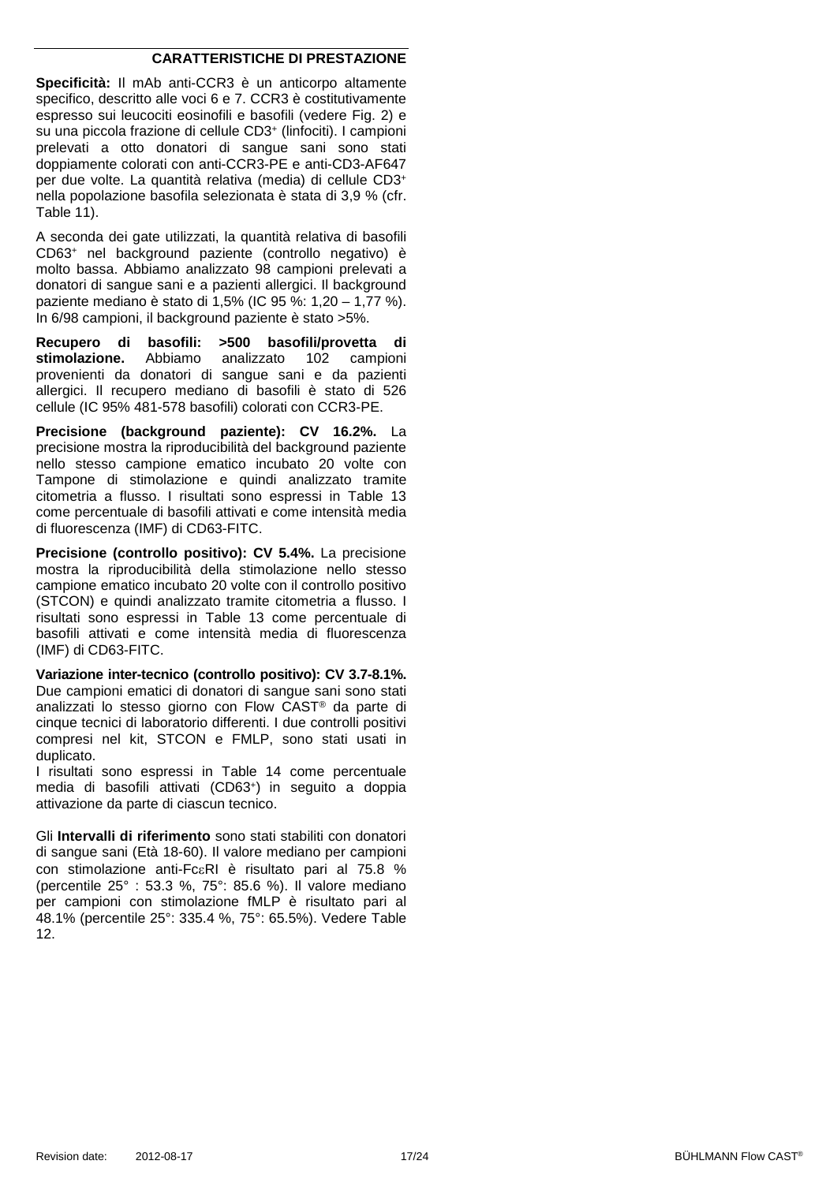## CARATTERISTICHE DI PRESTAZIONE

**Specificità:** Il mAb anti-CCR3 è un anticorpo altamente specifico, descritto alle voci 6 e 7. CCR3 è costitutivamente espresso sui leucociti eosinofili e basofili (vedere Fig. 2) e su una piccola frazione di cellule $CD3^+$ (linfociti). I campioni prelevati a otto donatori di sangue sani sono stati doppiamente colorati con anti-CCR3-PE e anti-CD3-AF647 per due volte. La quantità relativa (media) di cellule $CD3^+$ nella popolazione basofila selezionata è stata di 3,9 % (cfr. Table 11).

A seconda dei gate utilizzati, la quantità relativa di basofili $CD63^+$ nel background paziente (controllo negativo) è molto bassa. Abbiamo analizzato 98 campioni prelevati a donatori di sangue sani e a pazienti allergici. Il background paziente mediano è stato di 1,5% (IC 95 %: 1,20 – 1,77 %). In 6/98 campioni, il background paziente è stato >5%.

**Recupero di basofili: >500 basofili/provetta di stimolazione.** Abbiamo analizzato 102 campioni provenienti da donatori di sangue sani e da pazienti allergici. Il recupero mediano di basofili è stato di 526 cellule (IC 95% 481-578 basofili) colorati con CCR3-PE.

**Precisione (background paziente): CV 16.2%.** La precisione mostra la riproducibilità del background paziente nello stesso campione ematico incubato 20 volte con Tampone di stimolazione e quindi analizzato tramite citometria a flusso. I risultati sono espressi in Table 13 come percentuale di basofili attivati e come intensità media di fluorescenza (IMF) di CD63-FITC.

**Precisione (controllo positivo): CV 5.4%.** La precisione mostra la riproducibilità della stimolazione nello stesso campione ematico incubato 20 volte con il controllo positivo (STCON) e quindi analizzato tramite citometria a flusso. I risultati sono espressi in Table 13 come percentuale di basofili attivati e come intensità media di fluorescenza (IMF) di CD63-FITC.

**Variazione inter-tecnico (controllo positivo): CV 3.7-8.1%.** Due campioni ematici di donatori di sangue sani sono stati analizzati lo stesso giorno con Flow CAST® da parte di cinque tecnici di laboratorio differenti. I due controlli positivi compresi nel kit, STCON e FMLP, sono stati usati in duplicato.
I risultati sono espressi in Table 14 come percentuale media di basofili attivati ($CD63^+$) in seguito a doppia attivazione da parte di ciascun tecnico.

Gli **Intervalli di riferimento** sono stati stabiliti con donatori di sangue sani (Età 18-60). Il valore mediano per campioni con stimolazione anti-FcεRI è risultato pari al 75.8 % (percentile 25° : 53.3 %, 75°: 85.6 %). Il valore mediano per campioni con stimolazione fMLP è risultato pari al 48.1% (percentile 25°: 335.4 %, 75°: 65.5%). Vedere Table 12.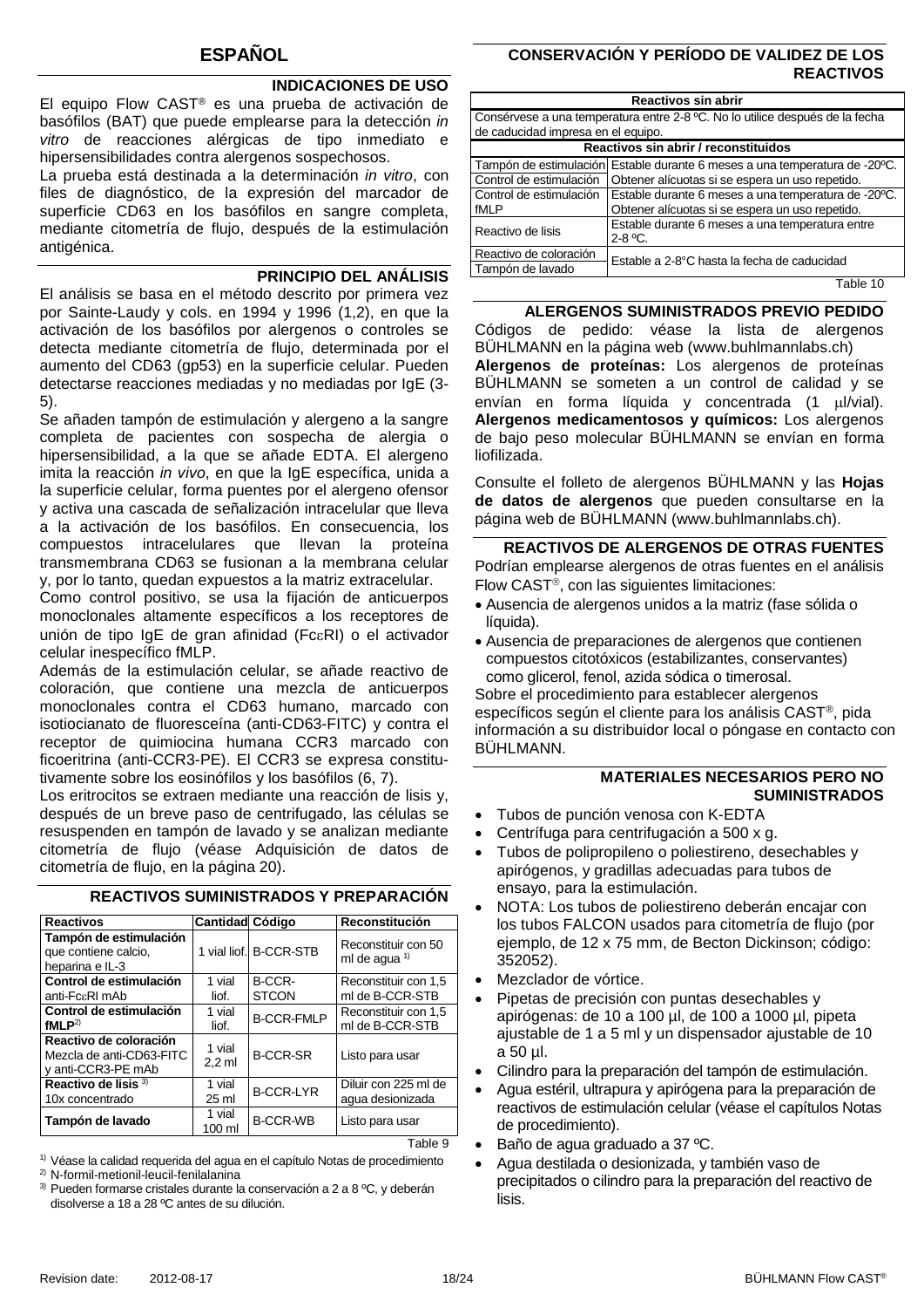# ESPAÑOL

## INDICACIONES DE USO

El equipo Flow CAST® es una prueba de activación de basófilos (BAT) que puede emplearse para la detección *in vitro* de reacciones alérgicas de tipo inmediato e hipersensibilidades contra alergenos sospechosos.

La prueba está destinada a la determinación *in vitro*, con files de diagnóstico, de la expresión del marcador de superficie CD63 en los basófilos en sangre completa, mediante citometría de flujo, después de la estimulación antigénica.

## PRINCIPIO DEL ANÁLISIS

El análisis se basa en el método descrito por primera vez por Sainte-Laudy y cols. en 1994 y 1996 (1,2), en que la activación de los basófilos por alergenos o controles se detecta mediante citometría de flujo, determinada por el aumento del CD63 (gp53) en la superficie celular. Pueden detectarse reacciones mediadas y no mediadas por IgE (3-5).

Se añaden tampón de estimulación y alergeno a la sangre completa de pacientes con sospecha de alergia o hipersensibilidad, a la que se añade EDTA. El alergeno imita la reacción *in vivo*, en que la IgE específica, unida a la superficie celular, forma puentes por el alergeno ofensor y activa una cascada de señalización intracelular que lleva a la activación de los basófilos. En consecuencia, los compuestos intracelulares que llevan la proteína transmembrana CD63 se fusionan a la membrana celular y, por lo tanto, quedan expuestos a la matriz extracelular.

Como control positivo, se usa la fijación de anticuerpos monoclonales altamente específicos a los receptores de unión de tipo IgE de gran afinidad (FcεRI) o el activador celular inespecífico fMLP.

Además de la estimulación celular, se añade reactivo de coloración, que contiene una mezcla de anticuerpos monoclonales contra el CD63 humano, marcado con isotiocianato de fluoresceína (anti-CD63-FITC) y contra el receptor de quimiocina humana CCR3 marcado con ficoeritrina (anti-CCR3-PE). El CCR3 se expresa constitutivamente sobre los eosinófilos y los basófilos (6, 7).

Los eritrocitos se extraen mediante una reacción de lisis y, después de un breve paso de centrifugado, las células se resuspenden en tampón de lavado y se analizan mediante citometría de flujo (véase Adquisición de datos de citometría de flujo, en la página 20).

## REACTIVOS SUMINISTRADOS Y PREPARACIÓN

| Reactivos | Cantidad | Código | Reconstitución |
|---|---|---|---|
| **Tampón de estimulación** que contiene calcio, heparina e IL-3 | 1 vial liof. | B-CCR-STB | Reconstituir con 50 ml de agua [1] |
| **Control de estimulación** anti-FcεRI mAb | 1 vial liof. | B-CCR-STCON | Reconstituir con 1,5 ml de B-CCR-STB |
| **Control de estimulación fMLP**[2] | 1 vial liof. | B-CCR-FMLP | Reconstituir con 1,5 ml de B-CCR-STB |
| **Reactivo de coloración** Mezcla de anti-CD63-FITC y anti-CCR3-PE mAb | 1 vial 2,2 ml | B-CCR-SR | Listo para usar |
| **Reactivo de lisis** [3] 10x concentrado | 1 vial 25 ml | B-CCR-LYR | Diluir con 225 ml de agua desionizada |
| **Tampón de lavado** | 1 vial 100 ml | B-CCR-WB | Listo para usar |

Table 9

[1] Véase la calidad requerida del agua en el capítulo Notas de procedimiento
[2] N-formil-metionil-leucil-fenilalanina
[3] Pueden formarse cristales durante la conservación a 2 a 8 ºC, y deberán disolverse a 18 a 28 ºC antes de su dilución.

## CONSERVACIÓN Y PERÍODO DE VALIDEZ DE LOS REACTIVOS

| **Reactivos sin abrir** | |
|---|---|
| Consérvese a una temperatura entre 2-8 ºC. No lo utilice después de la fecha de caducidad impresa en el equipo. | |
| **Reactivos sin abrir / reconstituidos** | |
| Tampón de estimulación | Estable durante 6 meses a una temperatura de -20ºC. |
| Control de estimulación | Obtener alícuotas si se espera un uso repetido. |
| Control de estimulación fMLP | Estable durante 6 meses a una temperatura de -20ºC. Obtener alícuotas si se espera un uso repetido. |
| Reactivo de lisis | Estable durante 6 meses a una temperatura entre 2-8 ºC. |
| Reactivo de coloración | Estable a 2-8°C hasta la fecha de caducidad |
| Tampón de lavado | Estable a 2-8°C hasta la fecha de caducidad |

Table 10

## ALERGENOS SUMINISTRADOS PREVIO PEDIDO

Códigos de pedido: véase la lista de alergenos BÜHLMANN en la página web (www.buhlmannlabs.ch)

**Alergenos de proteínas:** Los alergenos de proteínas BÜHLMANN se someten a un control de calidad y se envían en forma líquida y concentrada (1 µl/vial). **Alergenos medicamentosos y químicos:** Los alergenos de bajo peso molecular BÜHLMANN se envían en forma liofilizada.

Consulte el folleto de alergenos BÜHLMANN y las **Hojas de datos de alergenos** que pueden consultarse en la página web de BÜHLMANN (www.buhlmannlabs.ch).

## REACTIVOS DE ALERGENOS DE OTRAS FUENTES

Podrían emplearse alergenos de otras fuentes en el análisis Flow CAST®, con las siguientes limitaciones:

- Ausencia de alergenos unidos a la matriz (fase sólida o líquida).
- Ausencia de preparaciones de alergenos que contienen compuestos citotóxicos (estabilizantes, conservantes) como glicerol, fenol, azida sódica o timerosal.

Sobre el procedimiento para establecer alergenos específicos según el cliente para los análisis CAST®, pida información a su distribuidor local o póngase en contacto con BÜHLMANN.

## MATERIALES NECESARIOS PERO NO SUMINISTRADOS

- Tubos de punción venosa con K-EDTA
- Centrífuga para centrifugación a 500 x g.
- Tubos de polipropileno o poliestireno, desechables y apirógenos, y gradillas adecuadas para tubos de ensayo, para la estimulación.
- NOTA: Los tubos de poliestireno deberán encajar con los tubos FALCON usados para citometría de flujo (por ejemplo, de 12 x 75 mm, de Becton Dickinson; código: 352052).
- Mezclador de vórtice.
- Pipetas de precisión con puntas desechables y apirógenas: de 10 a 100 µl, de 100 a 1000 µl, pipeta ajustable de 1 a 5 ml y un dispensador ajustable de 10 a 50 µl.
- Cilindro para la preparación del tampón de estimulación.
- Agua estéril, ultrapura y apirógena para la preparación de reactivos de estimulación celular (véase el capítulos Notas de procedimiento).
- Baño de agua graduado a 37 ºC.
- Agua destilada o desionizada, y también vaso de precipitados o cilindro para la preparación del reactivo de lisis.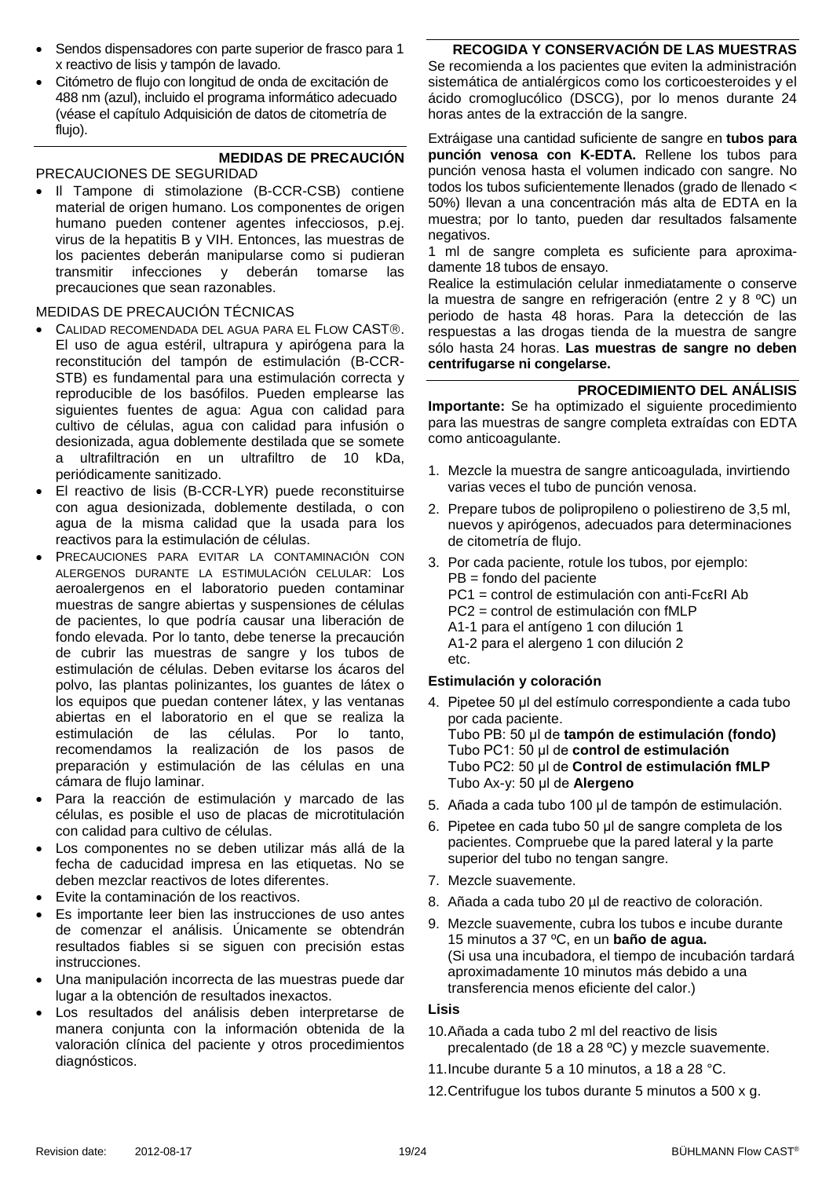- Sendos dispensadores con parte superior de frasco para 1 x reactivo de lisis y tampón de lavado.
- Citómetro de flujo con longitud de onda de excitación de 488 nm (azul), incluido el programa informático adecuado (véase el capítulo Adquisición de datos de citometría de flujo).

## MEDIDAS DE PRECAUCIÓN

PRECAUCIONES DE SEGURIDAD

- Il Tampone di stimolazione (B-CCR-CSB) contiene material de origen humano. Los componentes de origen humano pueden contener agentes infecciosos, p.ej. virus de la hepatitis B y VIH. Entonces, las muestras de los pacientes deberán manipularse como si pudieran transmitir infecciones y deberán tomarse las precauciones que sean razonables.

MEDIDAS DE PRECAUCIÓN TÉCNICAS

- CALIDAD RECOMENDADA DEL AGUA PARA EL FLOW CAST®. El uso de agua estéril, ultrapura y apirógena para la reconstitución del tampón de estimulación (B-CCR-STB) es fundamental para una estimulación correcta y reproducible de los basófilos. Pueden emplearse las siguientes fuentes de agua: Agua con calidad para cultivo de células, agua con calidad para infusión o desionizada, agua doblemente destilada que se somete a ultrafiltración en un ultrafiltro de 10 kDa, periódicamente sanitizado.
- El reactivo de lisis (B-CCR-LYR) puede reconstituirse con agua desionizada, doblemente destilada, o con agua de la misma calidad que la usada para los reactivos para la estimulación de células.
- PRECAUCIONES PARA EVITAR LA CONTAMINACIÓN CON ALERGENOS DURANTE LA ESTIMULACIÓN CELULAR: Los aeroalergenos en el laboratorio pueden contaminar muestras de sangre abiertas y suspensiones de células de pacientes, lo que podría causar una liberación de fondo elevada. Por lo tanto, debe tenerse la precaución de cubrir las muestras de sangre y los tubos de estimulación de células. Deben evitarse los ácaros del polvo, las plantas polinizantes, los guantes de látex o los equipos que puedan contener látex, y las ventanas abiertas en el laboratorio en el que se realiza la estimulación de las células. Por lo tanto, recomendamos la realización de los pasos de preparación y estimulación de las células en una cámara de flujo laminar.
- Para la reacción de estimulación y marcado de las células, es posible el uso de placas de microtitulación con calidad para cultivo de células.
- Los componentes no se deben utilizar más allá de la fecha de caducidad impresa en las etiquetas. No se deben mezclar reactivos de lotes diferentes.
- Evite la contaminación de los reactivos.
- Es importante leer bien las instrucciones de uso antes de comenzar el análisis. Únicamente se obtendrán resultados fiables si se siguen con precisión estas instrucciones.
- Una manipulación incorrecta de las muestras puede dar lugar a la obtención de resultados inexactos.
- Los resultados del análisis deben interpretarse de manera conjunta con la información obtenida de la valoración clínica del paciente y otros procedimientos diagnósticos.

## RECOGIDA Y CONSERVACIÓN DE LAS MUESTRAS

Se recomienda a los pacientes que eviten la administración sistemática de antialérgicos como los corticoesteroides y el ácido cromoglucólico (DSCG), por lo menos durante 24 horas antes de la extracción de la sangre.

Extráigase una cantidad suficiente de sangre en **tubos para punción venosa con K-EDTA.** Rellene los tubos para punción venosa hasta el volumen indicado con sangre. No todos los tubos suficientemente llenados (grado de llenado < 50%) llevan a una concentración más alta de EDTA en la muestra; por lo tanto, pueden dar resultados falsamente negativos.

1 ml de sangre completa es suficiente para aproximadamente 18 tubos de ensayo.

Realice la estimulación celular inmediatamente o conserve la muestra de sangre en refrigeración (entre 2 y 8 ºC) un periodo de hasta 48 horas. Para la detección de las respuestas a las drogas tienda de la muestra de sangre sólo hasta 24 horas. **Las muestras de sangre no deben centrifugarse ni congelarse.**

## PROCEDIMIENTO DEL ANÁLISIS

**Importante:** Se ha optimizado el siguiente procedimiento para las muestras de sangre completa extraídas con EDTA como anticoagulante.

1. Mezcle la muestra de sangre anticoagulada, invirtiendo varias veces el tubo de punción venosa.
2. Prepare tubos de polipropileno o poliestireno de 3,5 ml, nuevos y apirógenos, adecuados para determinaciones de citometría de flujo.
3. Por cada paciente, rotule los tubos, por ejemplo:
   PB = fondo del paciente
   PC1 = control de estimulación con anti-FcεRI Ab
   PC2 = control de estimulación con fMLP
   A1-1 para el antígeno 1 con dilución 1
   A1-2 para el alergeno 1 con dilución 2
   etc.

### Estimulación y coloración

4. Pipetee 50 µl del estímulo correspondiente a cada tubo por cada paciente.
   Tubo PB: 50 µl de **tampón de estimulación (fondo)**
   Tubo PC1: 50 µl de **control de estimulación**
   Tubo PC2: 50 µl de **Control de estimulación fMLP**
   Tubo Ax-y: 50 µl de **Alergeno**
5. Añada a cada tubo 100 µl de tampón de estimulación.
6. Pipetee en cada tubo 50 µl de sangre completa de los pacientes. Compruebe que la pared lateral y la parte superior del tubo no tengan sangre.
7. Mezcle suavemente.
8. Añada a cada tubo 20 µl de reactivo de coloración.
9. Mezcle suavemente, cubra los tubos e incube durante 15 minutos a 37 ºC, en un **baño de agua.**
   (Si usa una incubadora, el tiempo de incubación tardará aproximadamente 10 minutos más debido a una transferencia menos eficiente del calor.)

### Lisis

10. Añada a cada tubo 2 ml del reactivo de lisis precalentado (de 18 a 28 ºC) y mezcle suavemente.
11. Incube durante 5 a 10 minutos, a 18 a 28 °C.
12. Centrifugue los tubos durante 5 minutos a 500 x g.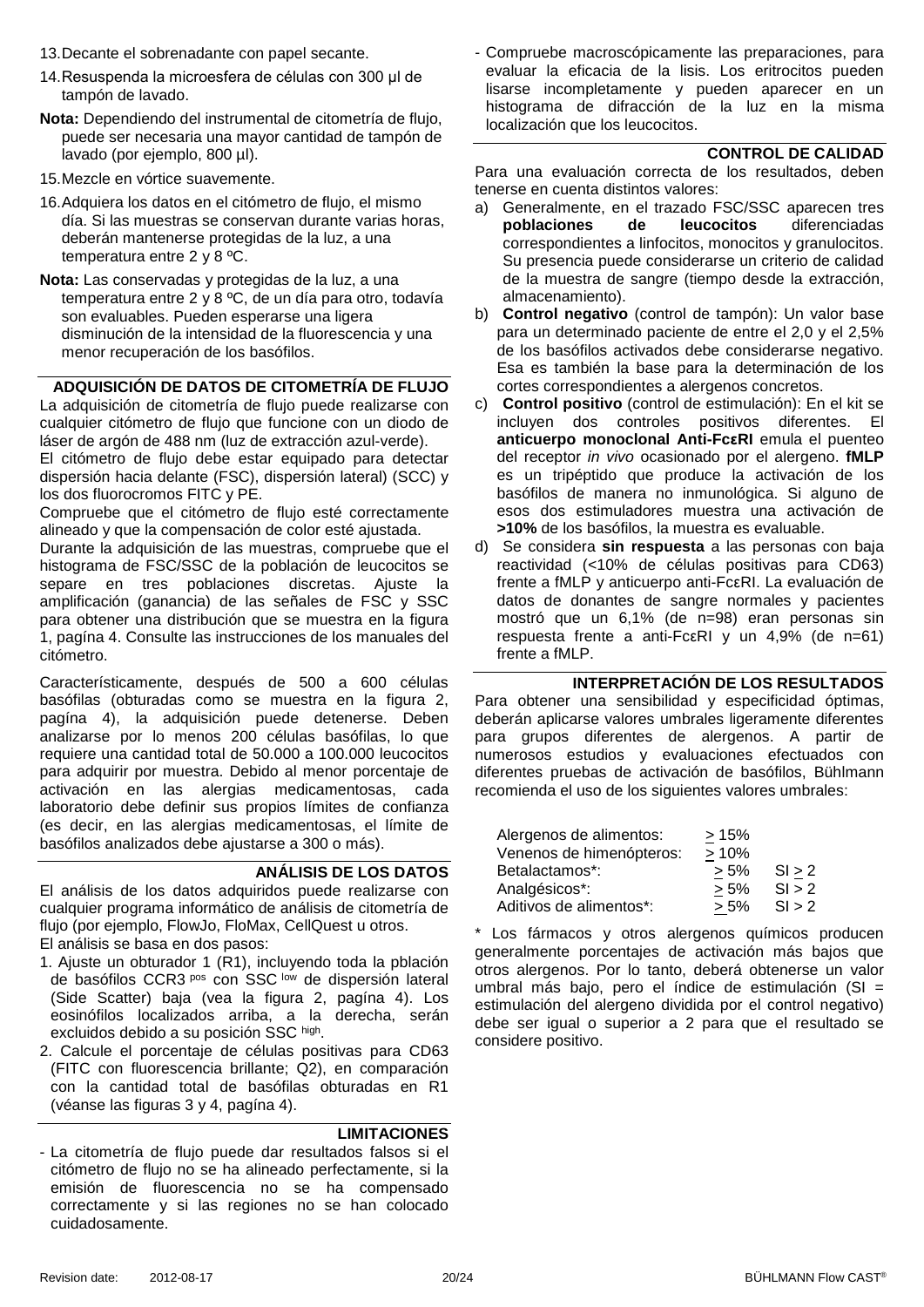13. Decante el sobrenadante con papel secante.
14. Resuspenda la microesfera de células con 300 µl de tampón de lavado.

**Nota:** Dependiendo del instrumental de citometría de flujo, puede ser necesaria una mayor cantidad de tampón de lavado (por ejemplo, 800 µl).

15. Mezcle en vórtice suavemente.
16. Adquiera los datos en el citómetro de flujo, el mismo día. Si las muestras se conservan durante varias horas, deberán mantenerse protegidas de la luz, a una temperatura entre 2 y 8 ºC.

**Nota:** Las conservadas y protegidas de la luz, a una temperatura entre 2 y 8 ºC, de un día para otro, todavía son evaluables. Pueden esperarse una ligera disminución de la intensidad de la fluorescencia y una menor recuperación de los basófilos.

## ADQUISICIÓN DE DATOS DE CITOMETRÍA DE FLUJO

La adquisición de citometría de flujo puede realizarse con cualquier citómetro de flujo que funcione con un diodo de láser de argón de 488 nm (luz de extracción azul-verde).

El citómetro de flujo debe estar equipado para detectar dispersión hacia delante (FSC), dispersión lateral) (SCC) y los dos fluorocromos FITC y PE.

Compruebe que el citómetro de flujo esté correctamente alineado y que la compensación de color esté ajustada.

Durante la adquisición de las muestras, compruebe que el histograma de FSC/SSC de la población de leucocitos se separe en tres poblaciones discretas. Ajuste la amplificación (ganancia) de las señales de FSC y SSC para obtener una distribución que se muestra en la figura 1, pagína 4. Consulte las instrucciones de los manuales del citómetro.

Característicamente, después de 500 a 600 células basófilas (obturadas como se muestra en la figura 2, pagína 4), la adquisición puede detenerse. Deben analizarse por lo menos 200 células basófilas, lo que requiere una cantidad total de 50.000 a 100.000 leucocitos para adquirir por muestra. Debido al menor porcentaje de activación en las alergias medicamentosas, cada laboratorio debe definir sus propios límites de confianza (es decir, en las alergias medicamentosas, el límite de basófilos analizados debe ajustarse a 300 o más).

## ANÁLISIS DE LOS DATOS

El análisis de los datos adquiridos puede realizarse con cualquier programa informático de análisis de citometría de flujo (por ejemplo, FlowJo, FloMax, CellQuest u otros.

El análisis se basa en dos pasos:

1. Ajuste un obturador 1 (R1), incluyendo toda la pblación de basófilos CCR3 $^{pos}$ con SSC $^{low}$ de dispersión lateral (Side Scatter) baja (vea la figura 2, pagína 4). Los eosinófilos localizados arriba, a la derecha, serán excluidos debido a su posición SSC $^{high}$.
2. Calcule el porcentaje de células positivas para CD63 (FITC con fluorescencia brillante; Q2), en comparación con la cantidad total de basófilas obturadas en R1 (véanse las figuras 3 y 4, pagína 4).

## LIMITACIONES

- La citometría de flujo puede dar resultados falsos si el citómetro de flujo no se ha alineado perfectamente, si la emisión de fluorescencia no se ha compensado correctamente y si las regiones no se han colocado cuidadosamente.
- Compruebe macroscópicamente las preparaciones, para evaluar la eficacia de la lisis. Los eritrocitos pueden lisarse incompletamente y pueden aparecer en un histograma de difracción de la luz en la misma localización que los leucocitos.

## CONTROL DE CALIDAD

Para una evaluación correcta de los resultados, deben tenerse en cuenta distintos valores:

a) Generalmente, en el trazado FSC/SSC aparecen tres **poblaciones de leucocitos** diferenciadas correspondientes a linfocitos, monocitos y granulocitos. Su presencia puede considerarse un criterio de calidad de la muestra de sangre (tiempo desde la extracción, almacenamiento).

b) **Control negativo** (control de tampón): Un valor base para un determinado paciente de entre el 2,0 y el 2,5% de los basófilos activados debe considerarse negativo. Esa es también la base para la determinación de los cortes correspondientes a alergenos concretos.

c) **Control positivo** (control de estimulación): En el kit se incluyen dos controles positivos diferentes. El **anticuerpo monoclonal Anti-FcεRI** emula el puenteo del receptor *in vivo* ocasionado por el alergeno. **fMLP** es un tripéptido que produce la activación de los basófilos de manera no inmunológica. Si alguno de esos dos estimuladores muestra una activación de **>10%** de los basófilos, la muestra es evaluable.

d) Se considera **sin respuesta** a las personas con baja reactividad (<10% de células positivas para CD63) frente a fMLP y anticuerpo anti-FcεRI. La evaluación de datos de donantes de sangre normales y pacientes mostró que un 6,1% (de n=98) eran personas sin respuesta frente a anti-FcεRI y un 4,9% (de n=61) frente a fMLP.

## INTERPRETACIÓN DE LOS RESULTADOS

Para obtener una sensibilidad y especificidad óptimas, deberán aplicarse valores umbrales ligeramente diferentes para grupos diferentes de alergenos. A partir de numerosos estudios y evaluaciones efectuados con diferentes pruebas de activación de basófilos, Bühlmann recomienda el uso de los siguientes valores umbrales:

| | | |
|---|---|---|
| Alergenos de alimentos: | ≥ 15% | |
| Venenos de himenópteros: | ≥ 10% | |
| Betalactamos*: | ≥ 5% | SI ≥ 2 |
| Analgésicos*: | ≥ 5% | SI > 2 |
| Aditivos de alimentos*: | ≥ 5% | SI > 2 |

\* Los fármacos y otros alergenos químicos producen generalmente porcentajes de activación más bajos que otros alergenos. Por lo tanto, deberá obtenerse un valor umbral más bajo, pero el índice de estimulación (SI = estimulación del alergeno dividida por el control negativo) debe ser igual o superior a 2 para que el resultado se considere positivo.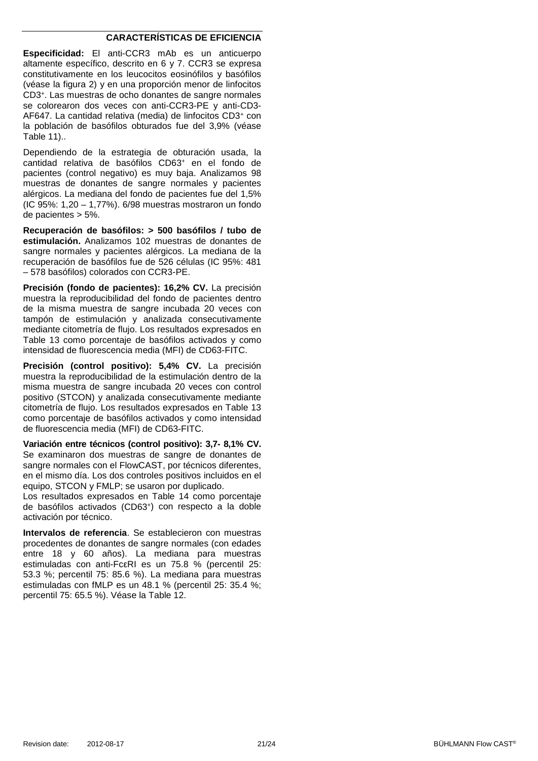## CARACTERÍSTICAS DE EFICIENCIA

**Especificidad:** El anti-CCR3 mAb es un anticuerpo altamente específico, descrito en 6 y 7. CCR3 se expresa constitutivamente en los leucocitos eosinófilos y basófilos (véase la figura 2) y en una proporción menor de linfocitos $CD3^+$. Las muestras de ocho donantes de sangre normales se colorearon dos veces con anti-CCR3-PE y anti-CD3-AF647. La cantidad relativa (media) de linfocitos $CD3^+$ con la población de basófilos obturados fue del 3,9% (véase Table 11)..

Dependiendo de la estrategia de obturación usada, la cantidad relativa de basófilos $CD63^+$ en el fondo de pacientes (control negativo) es muy baja. Analizamos 98 muestras de donantes de sangre normales y pacientes alérgicos. La mediana del fondo de pacientes fue del 1,5% (IC 95%: 1,20 – 1,77%). 6/98 muestras mostraron un fondo de pacientes > 5%.

**Recuperación de basófilos: > 500 basófilos / tubo de estimulación.** Analizamos 102 muestras de donantes de sangre normales y pacientes alérgicos. La mediana de la recuperación de basófilos fue de 526 células (IC 95%: 481 – 578 basófilos) colorados con CCR3-PE.

**Precisión (fondo de pacientes): 16,2% CV.** La precisión muestra la reproducibilidad del fondo de pacientes dentro de la misma muestra de sangre incubada 20 veces con tampón de estimulación y analizada consecutivamente mediante citometría de flujo. Los resultados expresados en Table 13 como porcentaje de basófilos activados y como intensidad de fluorescencia media (MFI) de CD63-FITC.

**Precisión (control positivo): 5,4% CV.** La precisión muestra la reproducibilidad de la estimulación dentro de la misma muestra de sangre incubada 20 veces con control positivo (STCON) y analizada consecutivamente mediante citometría de flujo. Los resultados expresados en Table 13 como porcentaje de basófilos activados y como intensidad de fluorescencia media (MFI) de CD63-FITC.

**Variación entre técnicos (control positivo): 3,7- 8,1% CV.** Se examinaron dos muestras de sangre de donantes de sangre normales con el FlowCAST, por técnicos diferentes, en el mismo día. Los dos controles positivos incluidos en el equipo, STCON y FMLP; se usaron por duplicado.
Los resultados expresados en Table 14 como porcentaje de basófilos activados ($CD63^+$) con respecto a la doble activación por técnico.

**Intervalos de referencia**. Se establecieron con muestras procedentes de donantes de sangre normales (con edades entre 18 y 60 años). La mediana para muestras estimuladas con anti-FcεRI es un 75.8 % (percentil 25: 53.3 %; percentil 75: 85.6 %). La mediana para muestras estimuladas con fMLP es un 48.1 % (percentil 25: 35.4 %; percentil 75: 65.5 %). Véase la Table 12.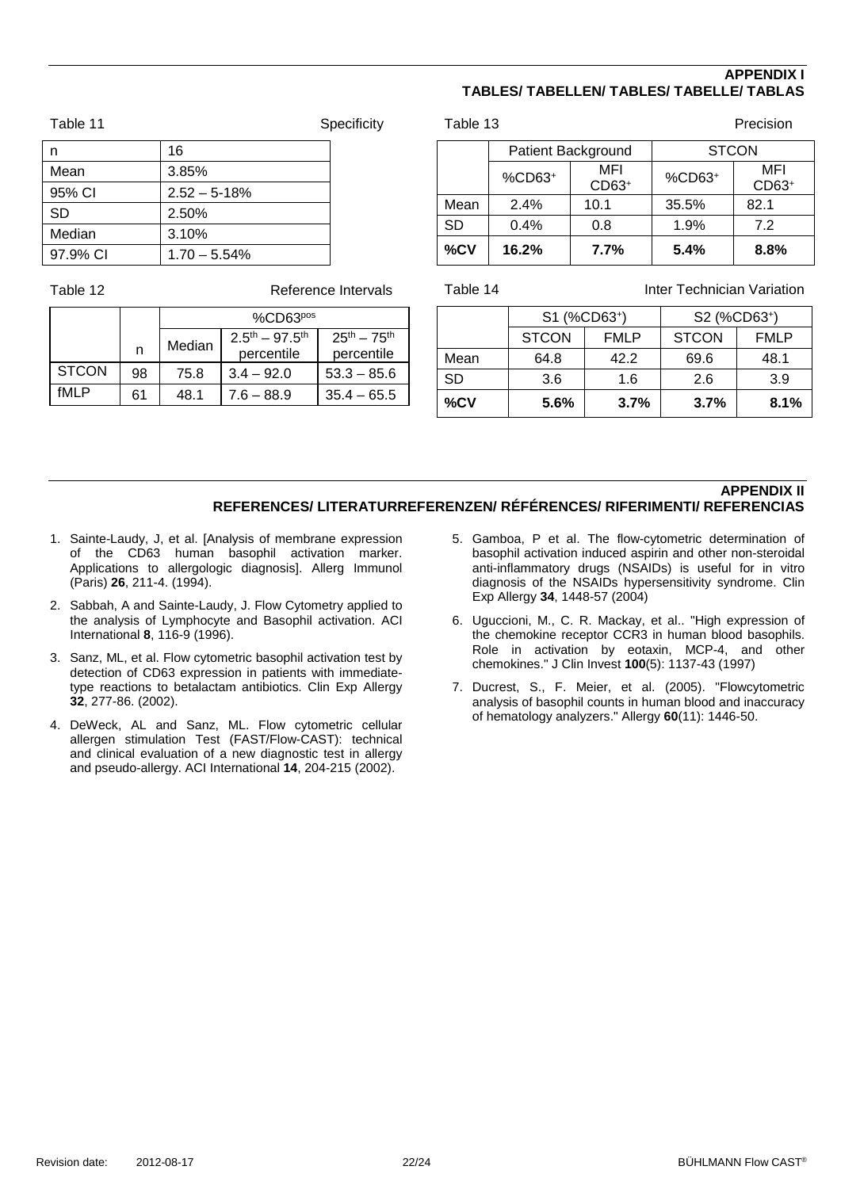## APPENDIX I
## TABLES/ TABELLEN/ TABLES/ TABELLE/ TABLAS

Table 11 Specificity

| n | 16 |
|---|---|
| Mean | 3.85% |
| 95% CI | 2.52 – 5-18% |
| SD | 2.50% |
| Median | 3.10% |
| 97.9% CI | 1.70 – 5.54% |

Table 12 Reference Intervals

| | | %CD63pos | | |
|---|---|---|---|---|
| | n | Median | $2.5^{th}$ – $97.5^{th}$ percentile | $25^{th}$ – $75^{th}$ percentile |
| STCON | 98 | 75.8 | 3.4 – 92.0 | 53.3 – 85.6 |
| fMLP | 61 | 48.1 | 7.6 – 88.9 | 35.4 – 65.5 |

Table 13 Precision

| | Patient Background | | STCON | |
|---|---|---|---|---|
| | $\%CD63^{+}$ | MFI $CD63^{+}$ | $\%CD63^{+}$ | MFI $CD63^{+}$ |
| Mean | 2.4% | 10.1 | 35.5% | 82.1 |
| SD | 0.4% | 0.8 | 1.9% | 7.2 |
| **%CV** | **16.2%** | **7.7%** | **5.4%** | **8.8%** |

Table 14 Inter Technician Variation

| | S1 ($\%CD63^{+}$) | | S2 ($\%CD63^{+}$) | |
|---|---|---|---|---|
| | STCON | FMLP | STCON | FMLP |
| Mean | 64.8 | 42.2 | 69.6 | 48.1 |
| SD | 3.6 | 1.6 | 2.6 | 3.9 |
| **%CV** | **5.6%** | **3.7%** | **3.7%** | **8.1%** |

## APPENDIX II
## REFERENCES/ LITERATURREFERENZEN/ RÉFÉRENCES/ RIFERIMENTI/ REFERENCIAS

1. Sainte-Laudy, J, et al. [Analysis of membrane expression of the CD63 human basophil activation marker. Applications to allergologic diagnosis]. Allerg Immunol (Paris) **26**, 211-4. (1994).
2. Sabbah, A and Sainte-Laudy, J. Flow Cytometry applied to the analysis of Lymphocyte and Basophil activation. ACI International **8**, 116-9 (1996).
3. Sanz, ML, et al. Flow cytometric basophil activation test by detection of CD63 expression in patients with immediate-type reactions to betalactam antibiotics. Clin Exp Allergy **32**, 277-86. (2002).
4. DeWeck, AL and Sanz, ML. Flow cytometric cellular allergen stimulation Test (FAST/Flow-CAST): technical and clinical evaluation of a new diagnostic test in allergy and pseudo-allergy. ACI International **14**, 204-215 (2002).
5. Gamboa, P et al. The flow-cytometric determination of basophil activation induced aspirin and other non-steroidal anti-inflammatory drugs (NSAIDs) is useful for in vitro diagnosis of the NSAIDs hypersensitivity syndrome. Clin Exp Allergy **34**, 1448-57 (2004)
6. Uguccioni, M., C. R. Mackay, et al.. "High expression of the chemokine receptor CCR3 in human blood basophils. Role in activation by eotaxin, MCP-4, and other chemokines." J Clin Invest **100**(5): 1137-43 (1997)
7. Ducrest, S., F. Meier, et al. (2005). "Flowcytometric analysis of basophil counts in human blood and inaccuracy of hematology analyzers." Allergy **60**(11): 1446-50.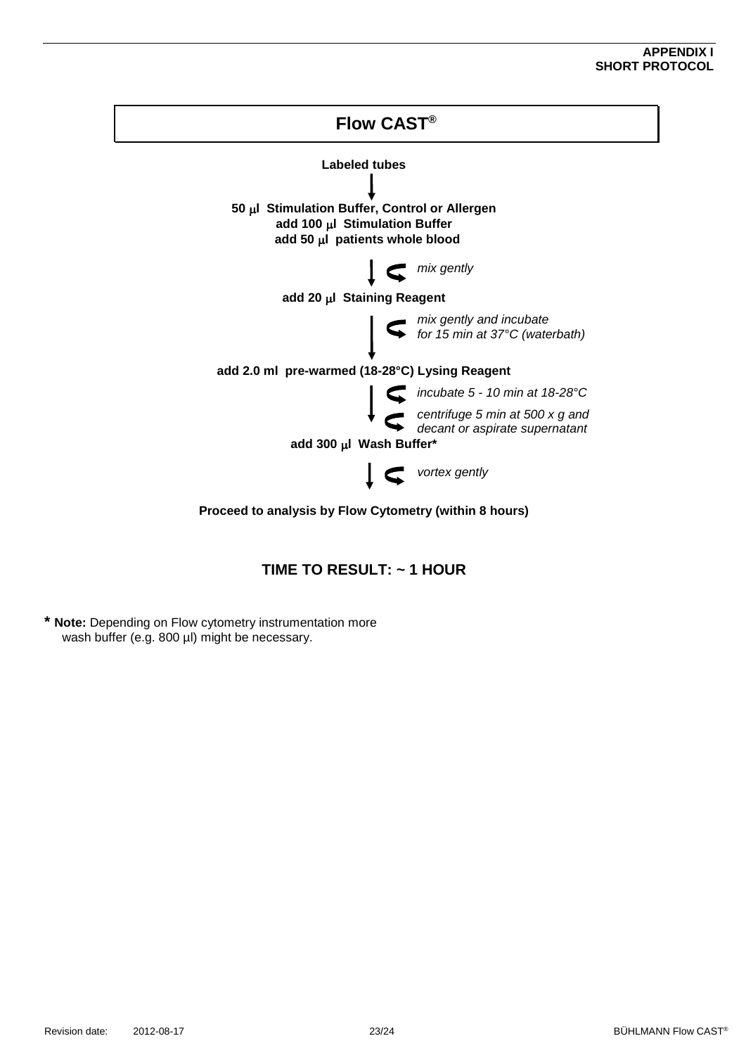**APPENDIX I**
**SHORT PROTOCOL**

# Flow CAST®

**Labeled tubes**

↓

**50 µl Stimulation Buffer, Control or Allergen**
**add 100 µl Stimulation Buffer**
**add 50 µl patients whole blood**

↓ *mix gently*

**add 20 µl Staining Reagent**

↓ *mix gently and incubate for 15 min at 37°C (waterbath)*

**add 2.0 ml pre-warmed (18-28°C) Lysing Reagent**

↓ *incubate 5 - 10 min at 18-28°C*
*centrifuge 5 min at 500 x g and decant or aspirate supernatant*

**add 300 µl Wash Buffer***

↓ *vortex gently*

**Proceed to analysis by Flow Cytometry (within 8 hours)**

## TIME TO RESULT: ~ 1 HOUR

* **Note:** Depending on Flow cytometry instrumentation more wash buffer (e.g. 800 µl) might be necessary.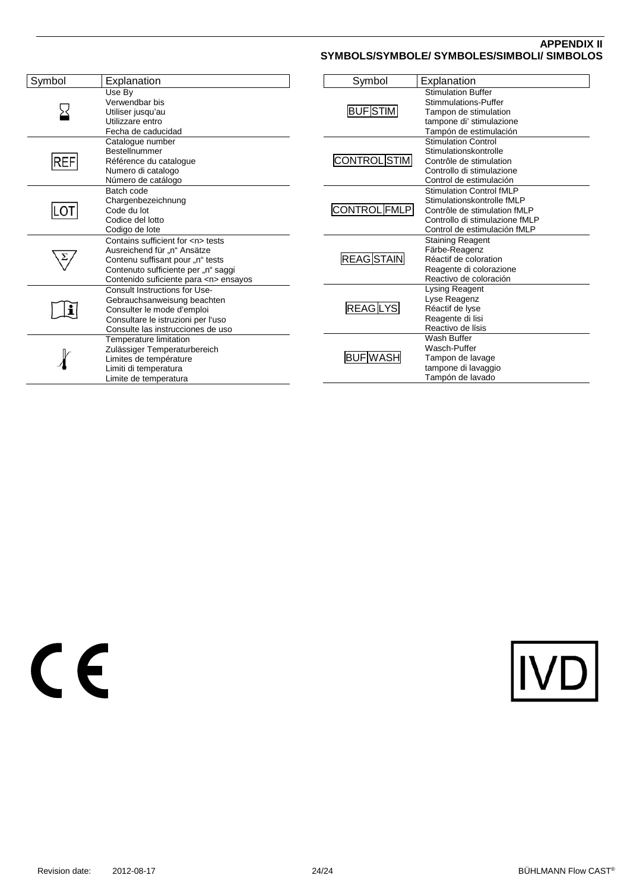## APPENDIX II
## SYMBOLS/SYMBOLE/ SYMBOLES/SIMBOLI/ SIMBOLOS

| Symbol | Explanation |
|---|---|
| ⌛ | Use By<br>Verwendbar bis<br>Utiliser jusqu'au<br>Utilizzare entro<br>Fecha de caducidad |
| REF | Catalogue number<br>Bestellnummer<br>Référence du catalogue<br>Numero di catalogo<br>Número de catálogo |
| LOT | Batch code<br>Chargenbezeichnung<br>Code du lot<br>Codice del lotto<br>Codigo de lote |
| Σ | Contains sufficient for <n> tests<br>Ausreichend für „n" Ansätze<br>Contenu suffisant pour „n" tests<br>Contenuto sufficiente per „n" saggi<br>Contenido suficiente para <n> ensayos |
| i | Consult Instructions for Use-<br>Gebrauchsanweisung beachten<br>Consulter le mode d'emploi<br>Consultare le istruzioni per l'uso<br>Consulte las instrucciones de uso |
| 🌡 | Temperature limitation<br>Zulässiger Temperaturbereich<br>Limites de température<br>Limiti di temperatura<br>Limite de temperatura |

| Symbol | Explanation |
|---|---|
| BUF STIM | Stimulation Buffer<br>Stimmulations-Puffer<br>Tampon de stimulation<br>tampone di' stimulazione<br>Tampón de estimulación |
| CONTROL STIM | Stimulation Control<br>Stimulationskontrolle<br>Contrôle de stimulation<br>Controllo di stimulazione<br>Control de estimulación |
| CONTROL FMLP | Stimulation Control fMLP<br>Stimulationskontrolle fMLP<br>Contrôle de stimulation fMLP<br>Controllo di stimulazione fMLP<br>Control de estimulación fMLP |
| REAG STAIN | Staining Reagent<br>Färbe-Reagenz<br>Réactif de coloration<br>Reagente di colorazione<br>Reactivo de coloración |
| REAG LYS | Lysing Reagent<br>Lyse Reagenz<br>Réactif de lyse<br>Reagente di lisi<br>Reactivo de lísis |
| BUF WASH | Wash Buffer<br>Wasch-Puffer<br>Tampon de lavage<br>tampone di lavaggio<br>Tampón de lavado |

CE

IVD